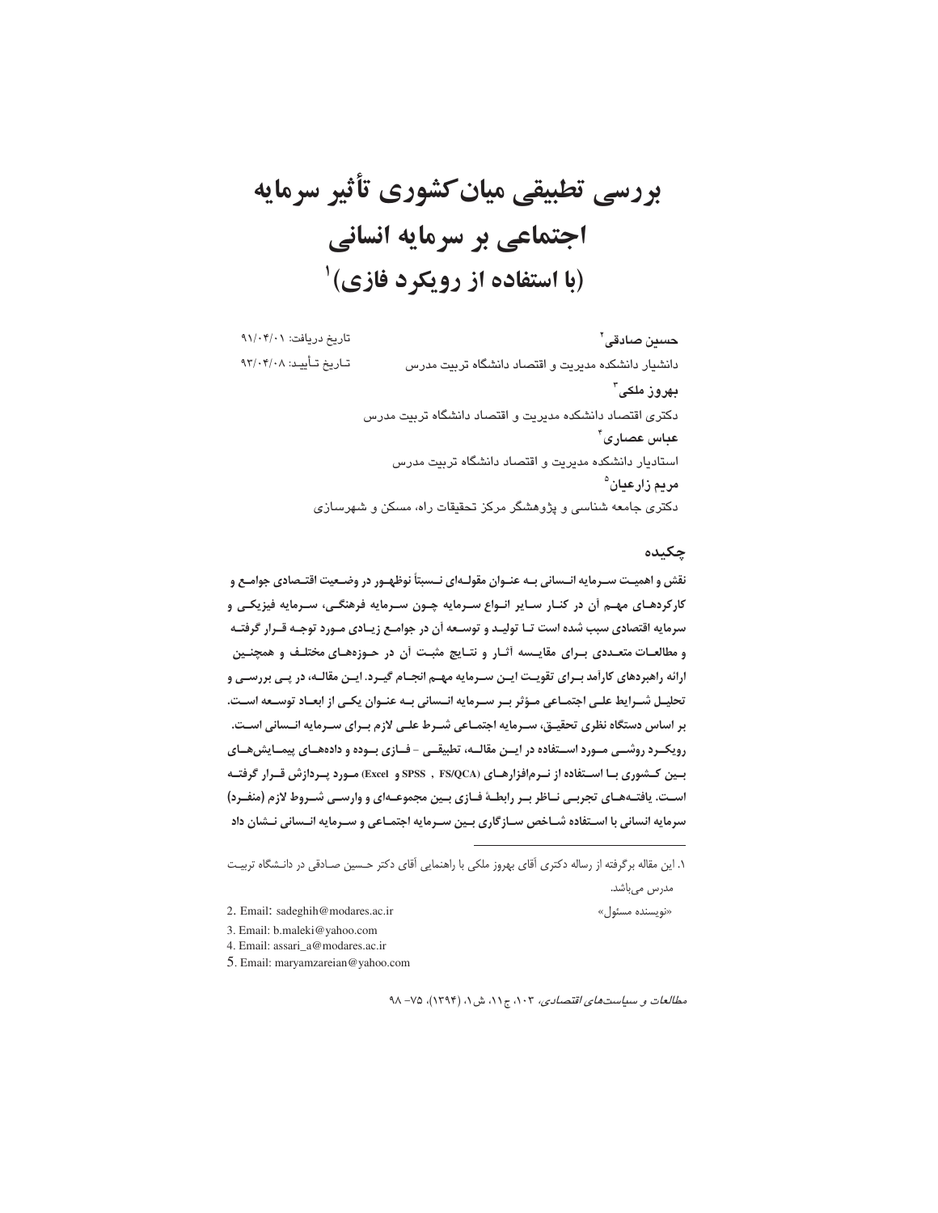# بررسی تطبیقی میان‌کشوری تأثیر سرمایه اجتماعی بر سرمایه انسانی (با استفاده از رویکرد فازی)[1]

تاریخ دریافت: ۹۱/۰۴/۰۱

تاریخ تأیید: ۹۳/۰۴/۰۸

**حسین صادقی**[2]

دانشیار دانشکده مدیریت و اقتصاد دانشگاه تربیت مدرس

**بهروز ملکی**[3]

دکتری اقتصاد دانشکده مدیریت و اقتصاد دانشگاه تربیت مدرس

**عباس عصاری**[4]

استادیار دانشکده مدیریت و اقتصاد دانشگاه تربیت مدرس

**مریم زارعیان**[5]

دکتری جامعه شناسی و پژوهشگر مرکز تحقیقات راه، مسکن و شهرسازی

## چکیده

**نقش و اهمیت سرمایه انسانی به عنوان مقوله‌ای نسبتاً نوظهور در وضعیت اقتصادی جوامع و کارکردهای مهم آن در کنار سایر انواع سرمایه چون سرمایه فرهنگی، سرمایه فیزیکی و سرمایه اقتصادی سبب شده است تا تولید و توسعه آن در جوامع زیادی مورد توجه قرار گرفته و مطالعات متعددی برای مقایسه آثار و نتایج مثبت آن در حوزه‌های مختلف و همچنین ارائه راهبردهای کارآمد برای تقویت این سرمایه مهم انجام گیرد. این مقاله، در پی بررسی و تحلیل شرایط علی اجتماعی مؤثر بر سرمایه انسانی به عنوان یکی از ابعاد توسعه است. بر اساس دستگاه نظری تحقیق، سرمایه اجتماعی شرط علی لازم برای سرمایه انسانی است. رویکرد روشی مورد استفاده در این مقاله، تطبیقی - فازی بوده و داده‌های پیمایش‌های بین کشوری با استفاده از نرم‌افزارهای (FS/QCA ، SPSS و Excel) مورد پردازش قرار گرفته است. یافته‌های تجربی ناظر بر رابطهٔ فازی بین مجموعه‌ای و وارسی شروط لازم (منفرد) سرمایه انسانی با استفاده شاخص سازگاری بین سرمایه اجتماعی و سرمایه انسانی نشان داد**

---

۱. این مقاله برگرفته از رساله دکتری آقای بهروز ملکی با راهنمایی آقای دکتر حسین صادقی در دانشگاه تربیت مدرس می‌باشد.

2. Email: sadeghih@modares.ac.ir «نویسنده مسئول»

3. Email: b.maleki@yahoo.com

4. Email: assari_a@modares.ac.ir

5. Email: maryamzareian@yahoo.com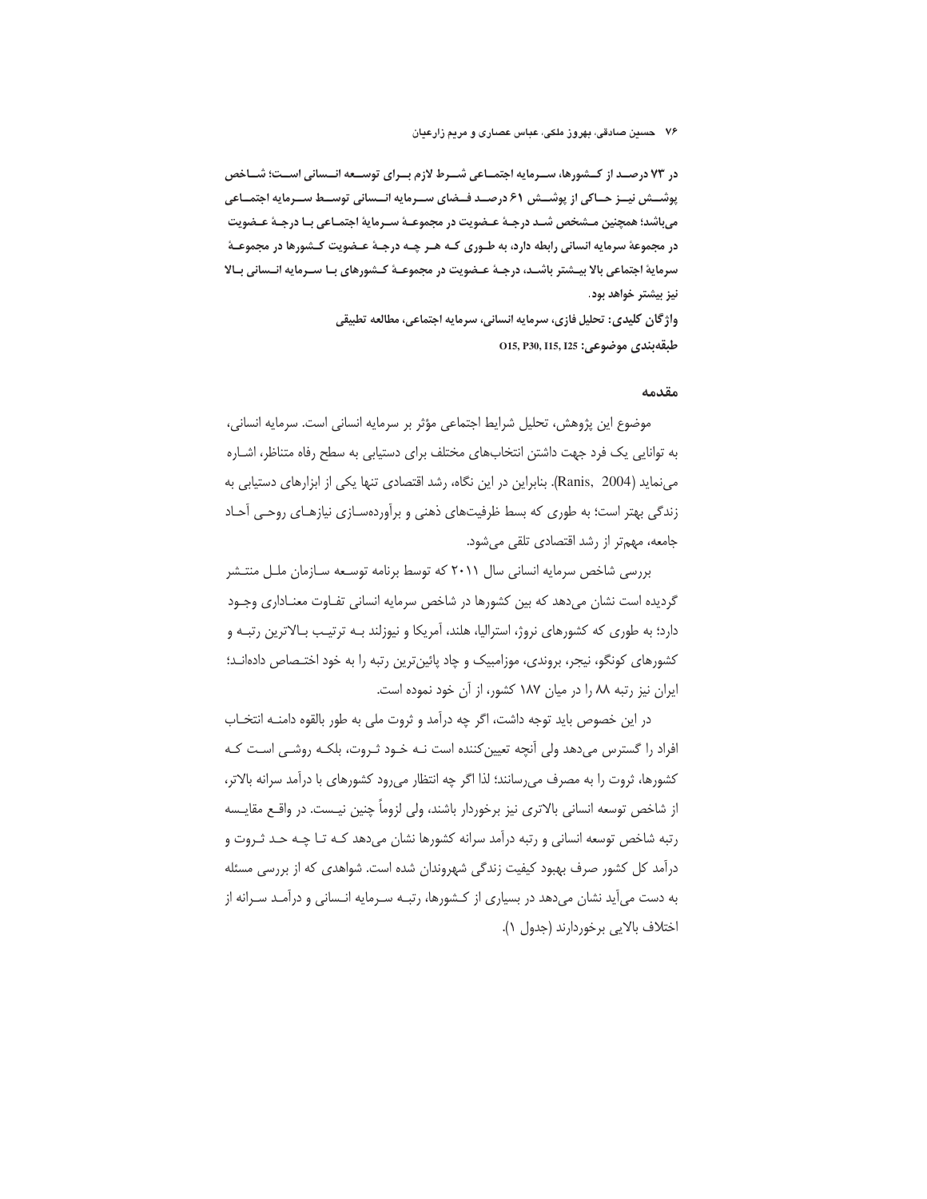**در ۷۳ درصد از کشورها، سرمایه اجتماعی شرط لازم برای توسعه انسانی است؛ شاخص پوشش نیز حاکی از پوشش ۶۱ درصد فضای سرمایه انسانی توسط سرمایه اجتماعی می‌باشد؛ همچنین مشخص شد درجهٔ عضویت در مجموعهٔ سرمایهٔ اجتماعی با درجهٔ عضویت در مجموعهٔ سرمایه انسانی رابطه دارد، به طوری که هر چه درجهٔ عضویت کشورها در مجموعهٔ سرمایهٔ اجتماعی بالا بیشتر باشد، درجهٔ عضویت در مجموعهٔ کشورهای با سرمایه انسانی بالا نیز بیشتر خواهد بود.**

**واژگان کلیدی: تحلیل فازی، سرمایه انسانی، سرمایه اجتماعی، مطالعه تطبیقی**

**طبقه‌بندی موضوعی: O15, P30, I15, I25**

## مقدمه

موضوع این پژوهش، تحلیل شرایط اجتماعی مؤثر بر سرمایه انسانی است. سرمایه انسانی، به توانایی یک فرد جهت داشتن انتخاب‌های مختلف برای دستیابی به سطح رفاه متناظر، اشاره می‌نماید (Ranis, 2004). بنابراین در این نگاه، رشد اقتصادی تنها یکی از ابزارهای دستیابی به زندگی بهتر است؛ به طوری که بسط ظرفیت‌های ذهنی و برآورده‌سازی نیازهای روحی آحاد جامعه، مهم‌تر از رشد اقتصادی تلقی می‌شود.

بررسی شاخص سرمایه انسانی سال ۲۰۱۱ که توسط برنامه توسعه سازمان ملل منتشر گردیده است نشان می‌دهد که بین کشورها در شاخص سرمایه انسانی تفاوت معناداری وجود دارد؛ به طوری که کشورهای نروژ، استرالیا، هلند، آمریکا و نیوزلند به ترتیب بالاترین رتبه و کشورهای کونگو، نیجر، بروندی، موزامبیک و چاد پائین‌ترین رتبه را به خود اختصاص داده‌اند؛ ایران نیز رتبه ۸۸ را در میان ۱۸۷ کشور، از آن خود نموده است.

در این خصوص باید توجه داشت، اگر چه درآمد و ثروت ملی به طور بالقوه دامنه انتخاب افراد را گسترش می‌دهد ولی آنچه تعیین‌کننده است نه خود ثروت، بلکه روشی است که کشورها، ثروت را به مصرف می‌رسانند؛ لذا اگر چه انتظار می‌رود کشورهای با درآمد سرانه بالاتر، از شاخص توسعه انسانی بالاتری نیز برخوردار باشند، ولی لزوماً چنین نیست. در واقع مقایسه رتبه شاخص توسعه انسانی و رتبه درآمد سرانه کشورها نشان می‌دهد که تا چه حد ثروت و درآمد کل کشور صرف بهبود کیفیت زندگی شهروندان شده است. شواهدی که از بررسی مسئله به دست می‌آید نشان می‌دهد در بسیاری از کشورها، رتبه سرمایه انسانی و درآمد سرانه از اختلاف بالایی برخوردارند (جدول ۱).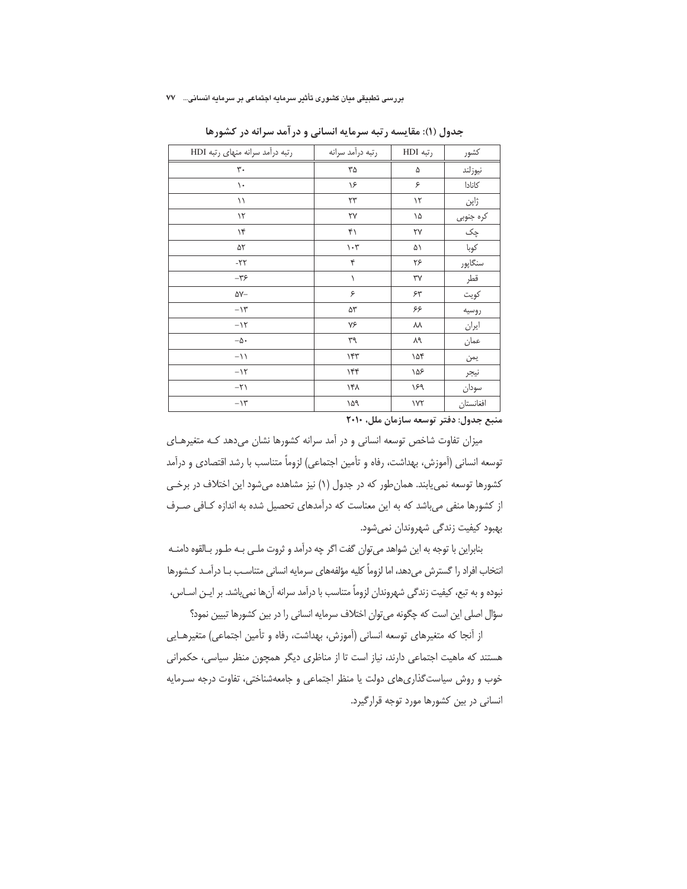**جدول (۱): مقایسه رتبه سرمایه انسانی و درآمد سرانه در کشورها**

| کشور | رتبه HDI | رتبه درآمد سرانه | رتبه درآمد سرانه منهای رتبه HDI |
|---|---|---|---|
| نیوزلند | ۵ | ۳۵ | ۳۰ |
| کانادا | ۶ | ۱۶ | ۱۰ |
| ژاپن | ۱۲ | ۲۳ | ۱۱ |
| کره جنوبی | ۱۵ | ۲۷ | ۱۲ |
| چک | ۲۷ | ۴۱ | ۱۴ |
| کوبا | ۵۱ | ۱۰۳ | ۵۲ |
| سنگاپور | ۲۶ | ۴ | -۲۲ |
| قطر | ۳۷ | ۱ | -۳۶ |
| کویت | ۶۳ | ۶ | -۵۷ |
| روسیه | ۶۶ | ۵۳ | -۱۳ |
| ایران | ۸۸ | ۷۶ | -۱۲ |
| عمان | ۸۹ | ۳۹ | -۵۰ |
| یمن | ۱۵۴ | ۱۴۳ | -۱۱ |
| نیجر | ۱۵۶ | ۱۴۴ | -۱۲ |
| سودان | ۱۶۹ | ۱۴۸ | -۲۱ |
| افغانستان | ۱۷۲ | ۱۵۹ | -۱۳ |

**منبع جدول: دفتر توسعه سازمان ملل، ۲۰۱۰**

میزان تفاوت شاخص توسعه انسانی و در آمد سرانه کشورها نشان می‌دهد کـه متغیرهـای توسعه انسانی (آموزش، بهداشت، رفاه و تأمین اجتماعی) لزوماً متناسب با رشد اقتصادی و درآمد کشورها توسعه نمی‌یابند. همان‌طور که در جدول (۱) نیز مشاهده می‌شود این اختلاف در برخـی از کشورها منفی می‌باشد که به این معناست که درآمدهای تحصیل شده به اندازه کـافی صـرف بهبود کیفیت زندگی شهروندان نمی‌شود.

بنابراین با توجه به این شواهد می‌توان گفت اگر چه درآمد و ثروت ملـی بـه طـور بـالقوه دامنـه انتخاب افراد را گسترش می‌دهد، اما لزوماً کلیه مؤلفه‌های سرمایه انسانی متناسـب بـا درآمـد کـشورها نبوده و به تبع، کیفیت زندگی شهروندان لزوماً متناسب با درآمد سرانه آن‌ها نمی‌باشد. بر ایـن اسـاس، سؤال اصلی این است که چگونه می‌توان اختلاف سرمایه انسانی را در بین کشورها تبیین نمود؟

از آنجا که متغیرهای توسعه انسانی (آموزش، بهداشت، رفاه و تأمین اجتماعی) متغیرهـایی هستند که ماهیت اجتماعی دارند، نیاز است تا از مناظری دیگر همچون منظر سیاسی، حکمرانی خوب و روش سیاست‌گذاری‌های دولت یا منظر اجتماعی و جامعه‌شناختی، تفاوت درجه سـرمایه انسانی در بین کشورها مورد توجه قرارگیرد.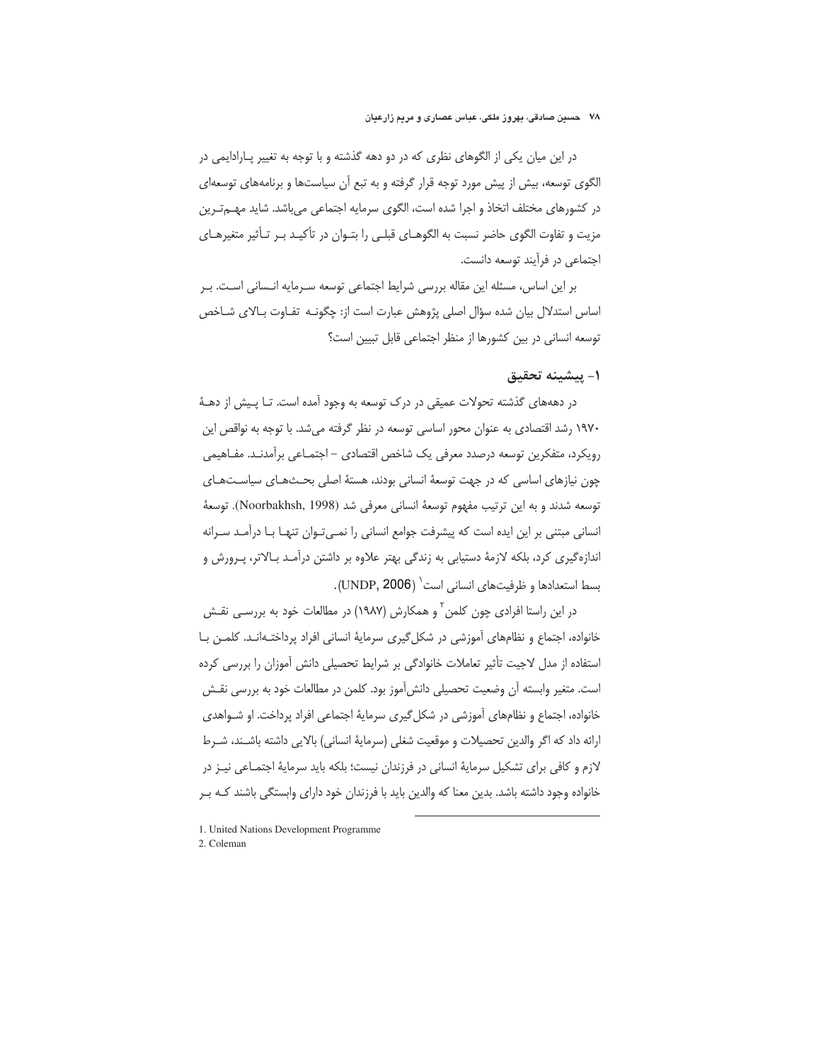در این میان یکی از الگوهای نظری که در دو دهه گذشته و با توجه به تغییر پارادایمی در الگوی توسعه، بیش از پیش مورد توجه قرار گرفته و به تبع آن سیاست‌ها و برنامه‌های توسعه‌ای در کشورهای مختلف اتخاذ و اجرا شده است، الگوی سرمایه اجتماعی می‌باشد. شاید مهم‌ترین مزیت و تفاوت الگوی حاضر نسبت به الگوهای قبلی را بتوان در تأکید بر تأثیر متغیرهای اجتماعی در فرآیند توسعه دانست.

بر این اساس، مسئله این مقاله بررسی شرایط اجتماعی توسعه سرمایه انسانی است. بر اساس استدلال بیان شده سؤال اصلی پژوهش عبارت است از: چگونه تفاوت بالای شاخص توسعه انسانی در بین کشورها از منظر اجتماعی قابل تبیین است؟

## ۱- پیشینه تحقیق

در دهه‌های گذشته تحولات عمیقی در درک توسعه به وجود آمده است. تا پیش از دههٔ ۱۹۷۰ رشد اقتصادی به عنوان محور اساسی توسعه در نظر گرفته می‌شد. با توجه به نواقص این رویکرد، متفکرین توسعه درصدد معرفی یک شاخص اقتصادی – اجتماعی برآمدند. مفاهیمی چون نیازهای اساسی که در جهت توسعهٔ انسانی بودند، هستهٔ اصلی بحث‌های سیاست‌های توسعه شدند و به این ترتیب مفهوم توسعهٔ انسانی معرفی شد (Noorbakhsh, 1998). توسعهٔ انسانی مبتنی بر این ایده است که پیشرفت جوامع انسانی را نمی‌توان تنها با درآمد سرانه اندازه‌گیری کرد، بلکه لازمهٔ دستیابی به زندگی بهتر علاوه بر داشتن درآمد بالاتر، پرورش و بسط استعدادها و ظرفیت‌های انسانی است[1] (UNDP, 2006).

در این راستا افرادی چون کلمن[2] و همکارش (۱۹۸۷) در مطالعات خود به بررسی نقش خانواده، اجتماع و نظام‌های آموزشی در شکل‌گیری سرمایهٔ انسانی افراد پرداخته‌اند. کلمن با استفاده از مدل لاجیت تأثیر تعاملات خانوادگی بر شرایط تحصیلی دانش آموزان را بررسی کرده است. متغیر وابسته آن وضعیت تحصیلی دانش‌آموز بود. کلمن در مطالعات خود به بررسی نقش خانواده، اجتماع و نظام‌های آموزشی در شکل‌گیری سرمایهٔ اجتماعی افراد پرداخت. او شواهدی ارائه داد که اگر والدین تحصیلات و موقعیت شغلی (سرمایهٔ انسانی) بالایی داشته باشند، شرط لازم و کافی برای تشکیل سرمایهٔ انسانی در فرزندان نیست؛ بلکه باید سرمایهٔ اجتماعی نیز در خانواده وجود داشته باشد. بدین معنا که والدین باید با فرزندان خود دارای وابستگی باشند که بر

---

1. United Nations Development Programme
2. Coleman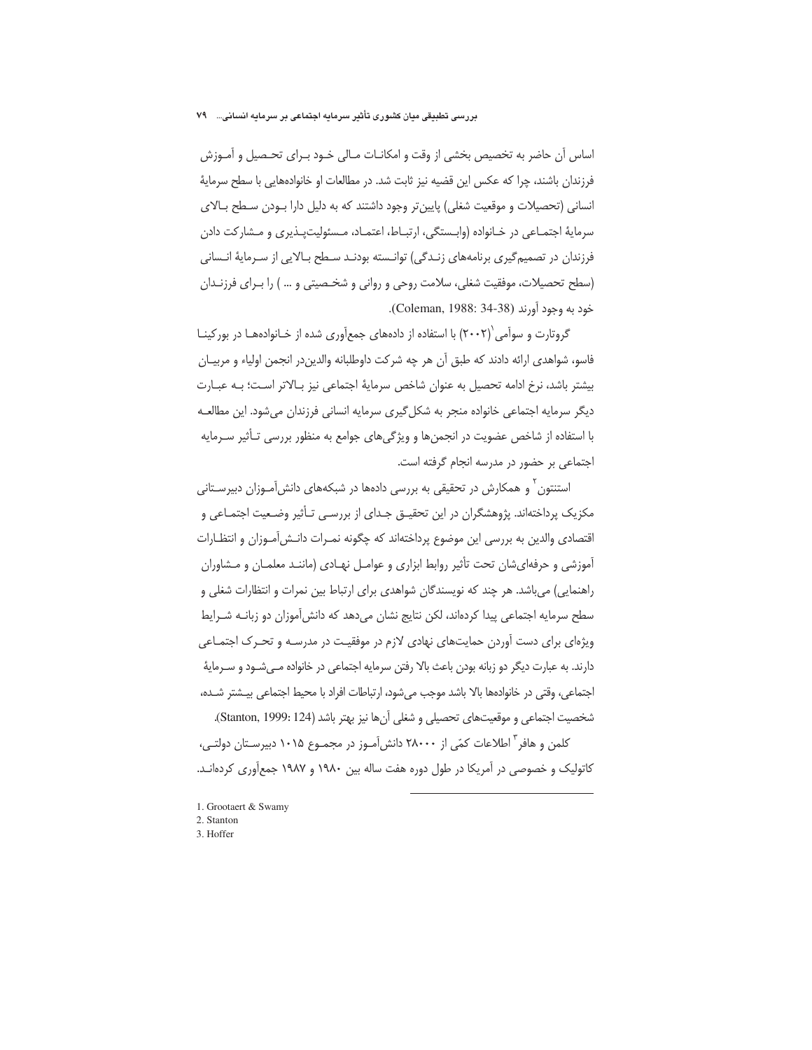اساس آن حاضر به تخصیص بخشی از وقت و امکانات مالی خود برای تحصیل و آموزش فرزندان باشند، چرا که عکس این قضیه نیز ثابت شد. در مطالعات او خانواده‌هایی با سطح سرمایهٔ انسانی (تحصیلات و موقعیت شغلی) پایین‌تر وجود داشتند که به دلیل دارا بودن سطح بالای سرمایهٔ اجتماعی در خانواده (وابستگی، ارتباط، اعتماد، مسئولیت‌پذیری و مشارکت دادن فرزندان در تصمیم‌گیری برنامه‌های زندگی) توانسته بودند سطح بالایی از سرمایهٔ انسانی (سطح تحصیلات، موفقیت شغلی، سلامت روحی و روانی و شخصیتی و ... ) را برای فرزندان خود به وجود آورند (Coleman, 1988: 34-38).

گروتارت و سوآمی[1] (۲۰۰۲) با استفاده از داده‌های جمع‌آوری شده از خانواده‌ها در بورکینا فاسو، شواهدی ارائه دادند که طبق آن هر چه شرکت داوطلبانه والدین‌در انجمن اولیاء و مربیان بیشتر باشد، نرخ ادامه تحصیل به عنوان شاخص سرمایهٔ اجتماعی نیز بالاتر است؛ به عبارت دیگر سرمایه اجتماعی خانواده منجر به شکل‌گیری سرمایه انسانی فرزندان می‌شود. این مطالعه با استفاده از شاخص عضویت در انجمن‌ها و ویژگی‌های جوامع به منظور بررسی تأثیر سرمایه اجتماعی بر حضور در مدرسه انجام گرفته است.

استنتون[2] و همکارش در تحقیقی به بررسی داده‌ها در شبکه‌های دانش‌آموزان دبیرستانی مکزیک پرداخته‌اند. پژوهشگران در این تحقیق جدای از بررسی تأثیر وضعیت اجتماعی و اقتصادی والدین به بررسی این موضوع پرداخته‌اند که چگونه نمرات دانش‌آموزان و انتظارات آموزشی و حرفه‌ای‌شان تحت تأثیر روابط ابزاری و عوامل نهادی (مانند معلمان و مشاوران راهنمایی) می‌باشد. هر چند که نویسندگان شواهدی برای ارتباط بین نمرات و انتظارات شغلی و سطح سرمایه اجتماعی پیدا کرده‌اند، لکن نتایج نشان می‌دهد که دانش‌آموزان دو زبانه شرایط ویژه‌ای برای دست آوردن حمایت‌های نهادی لازم در موفقیت در مدرسه و تحرک اجتماعی دارند. به عبارت دیگر دو زبانه بودن باعث بالا رفتن سرمایه اجتماعی در خانواده می‌شود و سرمایهٔ اجتماعی، وقتی در خانواده‌ها بالا باشد موجب می‌شود، ارتباطات افراد با محیط اجتماعی بیشتر شده، شخصیت اجتماعی و موقعیت‌های تحصیلی و شغلی آن‌ها نیز بهتر باشد (Stanton, 1999: 124).

کلمن و هافر[3] اطلاعات کمّی از ۲۸۰۰۰ دانش‌آموز در مجموع ۱۰۱۵ دبیرستان دولتی، کاتولیک و خصوصی در آمریکا در طول دوره هفت ساله بین ۱۹۸۰ و ۱۹۸۷ جمع‌آوری کرده‌اند.

---

1. Grootaert & Swamy
2. Stanton
3. Hoffer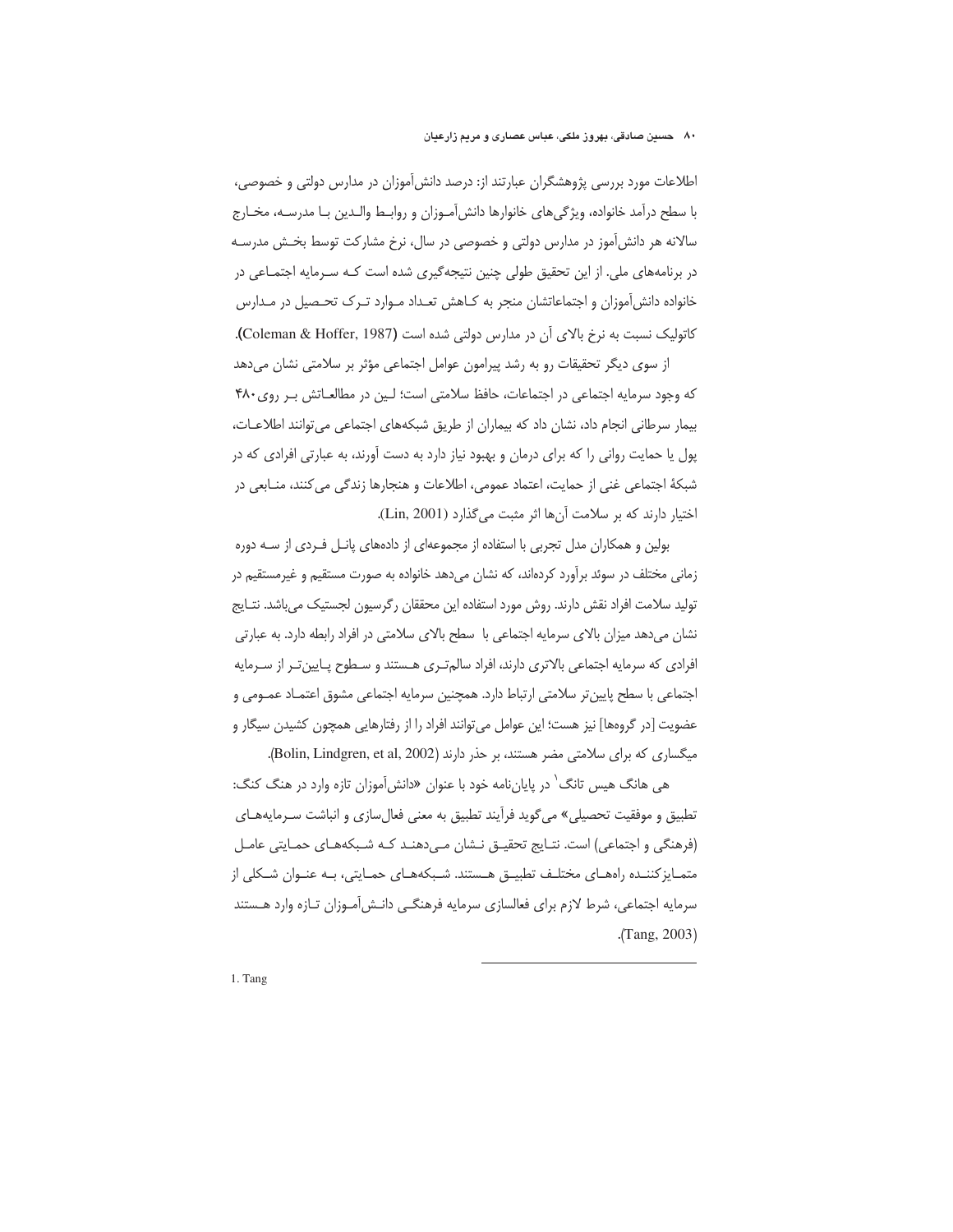اطلاعات مورد بررسی پژوهشگران عبارتند از: درصد دانش‌آموزان در مدارس دولتی و خصوصی، با سطح درآمد خانواده، ویژگی‌های خانوارها دانش‌آموزان و روابط والدین با مدرسه، مخارج سالانه هر دانش‌آموز در مدارس دولتی و خصوصی در سال، نرخ مشارکت توسط بخش مدرسه در برنامه‌های ملی. از این تحقیق طولی چنین نتیجه‌گیری شده است که سرمایه اجتماعی در خانواده دانش‌آموزان و اجتماعاتشان منجر به کاهش تعداد موارد ترک تحصیل در مدارس کاتولیک نسبت به نرخ بالای آن در مدارس دولتی شده است (Coleman & Hoffer, 1987).

از سوی دیگر تحقیقات رو به رشد پیرامون عوامل اجتماعی مؤثر بر سلامتی نشان می‌دهد که وجود سرمایه اجتماعی در اجتماعات، حافظ سلامتی است؛ لین در مطالعاتش بر روی ۴۸۰ بیمار سرطانی انجام داد، نشان داد که بیماران از طریق شبکه‌های اجتماعی می‌توانند اطلاعات، پول یا حمایت روانی را که برای درمان و بهبود نیاز دارد به دست آورند، به عبارتی افرادی که در شبکهٔ اجتماعی غنی از حمایت، اعتماد عمومی، اطلاعات و هنجارها زندگی می‌کنند، منابعی در اختیار دارند که بر سلامت آن‌ها اثر مثبت می‌گذارد (Lin, 2001).

بولین و همکاران مدل تجربی با استفاده از مجموعه‌ای از داده‌های پانل فردی از سه دوره زمانی مختلف در سوئد برآورد کرده‌اند، که نشان می‌دهد خانواده به صورت مستقیم و غیرمستقیم در تولید سلامت افراد نقش دارند. روش مورد استفاده این محققان رگرسیون لجستیک می‌باشد. نتایج نشان می‌دهد میزان بالای سرمایه اجتماعی با سطح بالای سلامتی در افراد رابطه دارد. به عبارتی افرادی که سرمایه اجتماعی بالاتری دارند، افراد سالم‌تری هستند و سطوح پایین‌تر از سرمایه اجتماعی با سطح پایین‌تر سلامتی ارتباط دارد. همچنین سرمایه اجتماعی مشوق اعتماد عمومی و عضویت [در گروه‌ها] نیز هست؛ این عوامل می‌توانند افراد را از رفتارهایی همچون کشیدن سیگار و میگساری که برای سلامتی مضر هستند، بر حذر دارند (Bolin, Lindgren, et al, 2002).

هی هانگ هیس تانگ[1] در پایان‌نامه خود با عنوان «دانش‌آموزان تازه وارد در هنگ کنگ: تطبیق و موفقیت تحصیلی» می‌گوید فرآیند تطبیق به معنی فعال‌سازی و انباشت سرمایه‌های (فرهنگی و اجتماعی) است. نتایج تحقیق نشان می‌دهند که شبکه‌های حمایتی عامل متمایزکننده راه‌های مختلف تطبیق هستند. شبکه‌های حمایتی، به عنوان شکلی از سرمایه اجتماعی، شرط لازم برای فعالسازی سرمایه فرهنگی دانش‌آموزان تازه وارد هستند (Tang, 2003).

---

1. Tang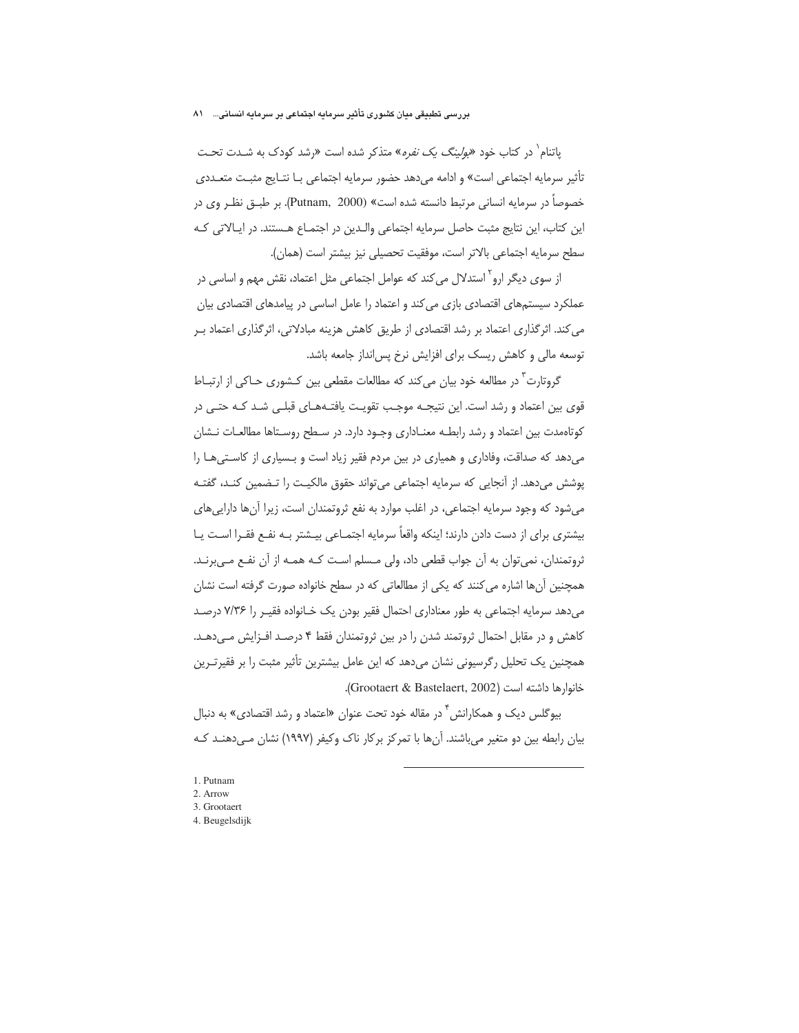پاتنام[1] در کتاب خود «*بولینگ یک نفره*» متذکر شده است «رشد کودک به شدت تحت تأثیر سرمایه اجتماعی است» و ادامه می‌دهد حضور سرمایه اجتماعی با نتایج مثبت متعددی خصوصاً در سرمایه انسانی مرتبط دانسته شده است» (Putnam, 2000). بر طبق نظر وی در این کتاب، این نتایج مثبت حاصل سرمایه اجتماعی والدین در اجتماع هستند. در ایالاتی که سطح سرمایه اجتماعی بالاتر است، موفقیت تحصیلی نیز بیشتر است (همان).

از سوی دیگر ارو[2] استدلال می‌کند که عوامل اجتماعی مثل اعتماد، نقش مهم و اساسی در عملکرد سیستم‌های اقتصادی بازی می‌کند و اعتماد را عامل اساسی در پیامدهای اقتصادی بیان می‌کند. اثرگذاری اعتماد بر رشد اقتصادی از طریق کاهش هزینه مبادلاتی، اثرگذاری اعتماد بر توسعه مالی و کاهش ریسک برای افزایش نرخ پس‌انداز جامعه باشد.

گروتارت[3] در مطالعه خود بیان می‌کند که مطالعات مقطعی بین کشوری حاکی از ارتباط قوی بین اعتماد و رشد است. این نتیجه موجب تقویت یافته‌های قبلی شد که حتی در کوتاه‌مدت بین اعتماد و رشد رابطه معناداری وجود دارد. در سطح روستاها مطالعات نشان می‌دهد که صداقت، وفاداری و همیاری در بین مردم فقیر زیاد است و بسیاری از کاستی‌ها را پوشش می‌دهد. از آنجایی که سرمایه اجتماعی می‌تواند حقوق مالکیت را تضمین کند، گفته می‌شود که وجود سرمایه اجتماعی، در اغلب موارد به نفع ثروتمندان است، زیرا آن‌ها دارایی‌های بیشتری برای از دست دادن دارند؛ اینکه واقعاً سرمایه اجتماعی بیشتر به نفع فقرا است یا ثروتمندان، نمی‌توان به آن جواب قطعی داد، ولی مسلم است که همه از آن نفع می‌برند. همچنین آن‌ها اشاره می‌کنند که یکی از مطالعاتی که در سطح خانواده صورت گرفته است نشان می‌دهد سرمایه اجتماعی به طور معناداری احتمال فقیر بودن یک خانواده فقیر را ۷/۳۶ درصد کاهش و در مقابل احتمال ثروتمند شدن را در بین ثروتمندان فقط ۴ درصد افزایش می‌دهد. همچنین یک تحلیل رگرسیونی نشان می‌دهد که این عامل بیشترین تأثیر مثبت را بر فقیرترین خانوارها داشته است (Grootaert & Bastelaert, 2002).

بیوگلس دیک و همکارانش[4] در مقاله خود تحت عنوان «اعتماد و رشد اقتصادی» به دنبال بیان رابطه بین دو متغیر می‌باشند. آن‌ها با تمرکز برکار ناک وکیفر (۱۹۹۷) نشان می‌دهند که

---

1. Putnam
2. Arrow
3. Grootaert
4. Beugelsdijk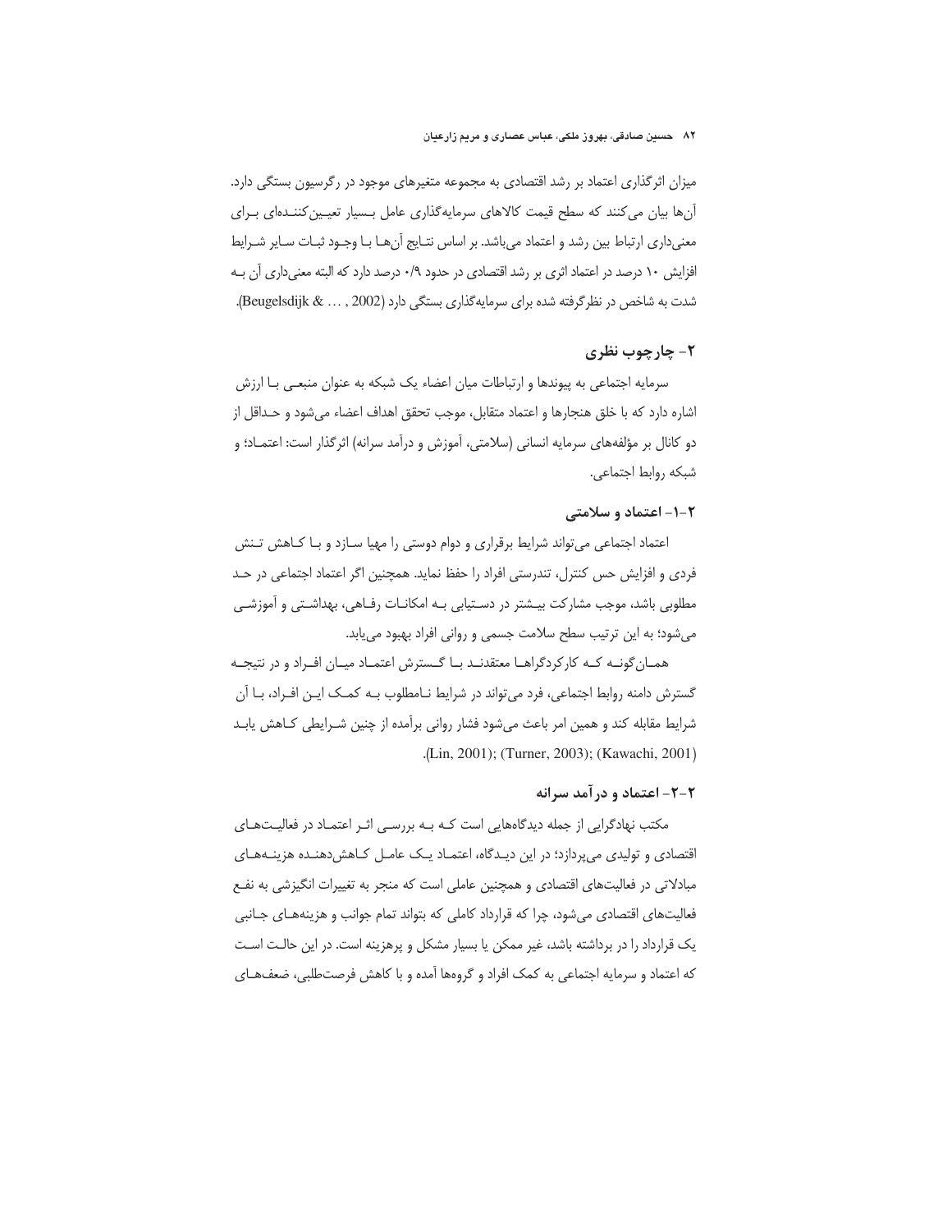میزان اثرگذاری اعتماد بر رشد اقتصادی به مجموعه متغیرهای موجود در رگرسیون بستگی دارد. آن‌ها بیان می‌کنند که سطح قیمت کالاهای سرمایه‌گذاری عامل بسیار تعیین‌کننده‌ای برای معنی‌داری ارتباط بین رشد و اعتماد می‌باشد. بر اساس نتایج آن‌ها با وجود ثبات سایر شرایط افزایش ۱۰ درصد در اعتماد اثری بر رشد اقتصادی در حدود ۰/۹ درصد دارد که البته معنی‌داری آن به شدت به شاخص در نظرگرفته شده برای سرمایه‌گذاری بستگی دارد (Beugelsdijk & … , 2002).

## ۲- چارچوب نظری

سرمایه اجتماعی به پیوندها و ارتباطات میان اعضاء یک شبکه به عنوان منبعی با ارزش اشاره دارد که با خلق هنجارها و اعتماد متقابل، موجب تحقق اهداف اعضاء می‌شود و حداقل از دو کانال بر مؤلفه‌های سرمایه انسانی (سلامتی، آموزش و درآمد سرانه) اثرگذار است: اعتماد؛ و شبکه روابط اجتماعی.

### ۲-۱- اعتماد و سلامتی

اعتماد اجتماعی می‌تواند شرایط برقراری و دوام دوستی را مهیا سازد و با کاهش تنش فردی و افزایش حس کنترل، تندرستی افراد را حفظ نماید. همچنین اگر اعتماد اجتماعی در حد مطلوبی باشد، موجب مشارکت بیشتر در دستیابی به امکانات رفاهی، بهداشتی و آموزشی می‌شود؛ به این ترتیب سطح سلامت جسمی و روانی افراد بهبود می‌یابد.

همان‌گونه که کارکردگراها معتقدند با گسترش اعتماد میان افراد و در نتیجه گسترش دامنه روابط اجتماعی، فرد می‌تواند در شرایط نامطلوب به کمک این افراد، با آن شرایط مقابله کند و همین امر باعث می‌شود فشار روانی برآمده از چنین شرایطی کاهش یابد (Lin, 2001); (Turner, 2003); (Kawachi, 2001).

### ۲-۲- اعتماد و درآمد سرانه

مکتب نهادگرایی از جمله دیدگاه‌هایی است که به بررسی اثر اعتماد در فعالیت‌های اقتصادی و تولیدی می‌پردازد؛ در این دیدگاه، اعتماد یک عامل کاهش‌دهنده هزینه‌های مبادلاتی در فعالیت‌های اقتصادی و همچنین عاملی است که منجر به تغییرات انگیزشی به نفع فعالیت‌های اقتصادی می‌شود، چرا که قرارداد کاملی که بتواند تمام جوانب و هزینه‌های جانبی یک قرارداد را در برداشته باشد، غیر ممکن یا بسیار مشکل و پرهزینه است. در این حالت است که اعتماد و سرمایه اجتماعی به کمک افراد و گروه‌ها آمده و با کاهش فرصت‌طلبی، ضعف‌های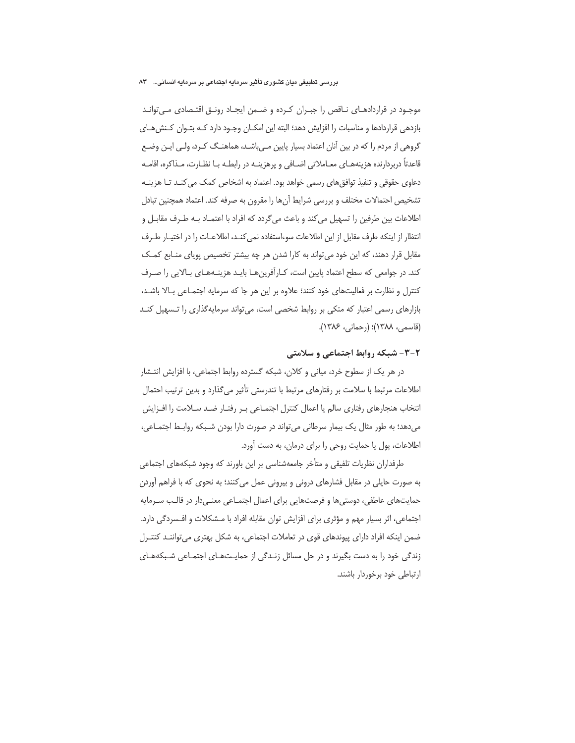موجود در قراردادهای ناقص را جبران کرده و ضمن ایجاد رونق اقتصادی می‌تواند بازدهی قراردادها و مناسبات را افزایش دهد؛ البته این امکان وجود دارد که بتوان کنش‌های گروهی از مردم را که در بین آنان اعتماد بسیار پایین می‌باشد، هماهنگ کرد، ولی این وضع قاعدتاً دربردارنده هزینه‌های معاملاتی اضافی و پرهزینه در رابطه با نظارت، مذاکره، اقامه دعاوی حقوقی و تنفیذ توافق‌های رسمی خواهد بود. اعتماد به اشخاص کمک می‌کند تا هزینه تشخیص احتمالات مختلف و بررسی شرایط آن‌ها را مقرون به صرفه کند. اعتماد همچنین تبادل اطلاعات بین طرفین را تسهیل می‌کند و باعث می‌گردد که افراد با اعتماد به طرف مقابل و انتظار از اینکه طرف مقابل از این اطلاعات سوءاستفاده نمی‌کند، اطلاعات را در اختیار طرف مقابل قرار دهند، که این خود می‌تواند به کارا شدن هر چه بیشتر تخصیص پویای منابع کمک کند. در جوامعی که سطح اعتماد پایین است، کارآفرین‌ها باید هزینه‌های بالایی را صرف کنترل و نظارت بر فعالیت‌های خود کنند؛ علاوه بر این هر جا که سرمایه اجتماعی بالا باشد، بازارهای رسمی اعتبار که متکی بر روابط شخصی است، می‌تواند سرمایه‌گذاری را تسهیل کند (قاسمی، ۱۳۸۸)؛ (رحمانی، ۱۳۸۶).

### ۲-۳- شبکه روابط اجتماعی و سلامتی

در هر یک از سطوح خرد، میانی و کلان، شبکه گسترده روابط اجتماعی، با افزایش انتشار اطلاعات مرتبط با سلامت بر رفتارهای مرتبط با تندرستی تأثیر می‌گذارد و بدین ترتیب احتمال انتخاب هنجارهای رفتاری سالم یا اعمال کنترل اجتماعی بر رفتار ضد سلامت را افزایش می‌دهد؛ به طور مثال یک بیمار سرطانی می‌تواند در صورت دارا بودن شبکه روابط اجتماعی، اطلاعات، پول یا حمایت روحی را برای درمان، به دست آورد.

طرفداران نظریات تلفیقی و متأخر جامعه‌شناسی بر این باورند که وجود شبکه‌های اجتماعی به صورت حایلی در مقابل فشارهای درونی و بیرونی عمل می‌کنند؛ به نحوی که با فراهم آوردن حمایت‌های عاطفی، دوستی‌ها و فرصت‌هایی برای اعمال اجتماعی معنی‌دار در قالب سرمایه اجتماعی، اثر بسیار مهم و مؤثری برای افزایش توان مقابله افراد با مشکلات و افسردگی دارد. ضمن اینکه افراد دارای پیوندهای قوی در تعاملات اجتماعی، به شکل بهتری می‌توانند کنترل زندگی خود را به دست بگیرند و در حل مسائل زندگی از حمایت‌های اجتماعی شبکه‌های ارتباطی خود برخوردار باشند.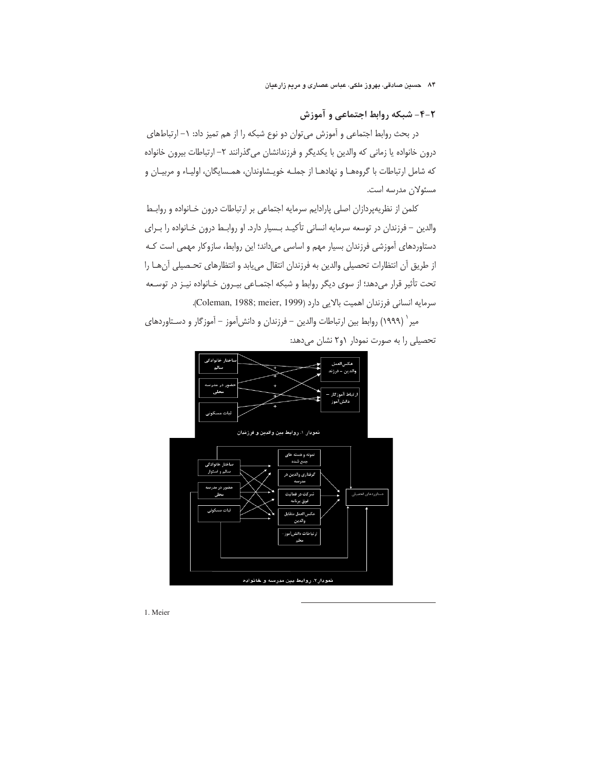## ۲-۴- شبکه روابط اجتماعی و آموزش

در بحث روابط اجتماعی و آموزش می‌توان دو نوع شبکه را از هم تمیز داد: ۱- ارتباط‌های درون خانواده یا زمانی که والدین با یکدیگر و فرزندانشان می‌گذرانند ۲- ارتباطات بیرون خانواده که شامل ارتباطات با گروه‌ها و نهادها از جمله خویشاوندان، همسایگان، اولیاء و مربیان و مسئولان مدرسه است.

کلمن از نظریه‌پردازان اصلی پارادایم سرمایه اجتماعی بر ارتباطات درون خانواده و روابط والدین – فرزندان در توسعه سرمایه انسانی تأکید بسیار دارد. او روابط درون خانواده را برای دستاوردهای آموزشی فرزندان بسیار مهم و اساسی می‌داند؛ این روابط، سازوکار مهمی است که از طریق آن انتظارات تحصیلی والدین به فرزندان انتقال می‌یابد و انتظارهای تحصیلی آن‌ها را تحت تأثیر قرار می‌دهد؛ از سوی دیگر روابط و شبکه اجتماعی بیرون خانواده نیز در توسعه سرمایه انسانی فرزندان اهمیت بالایی دارد (Coleman, 1988; meier, 1999).

میر[1] (۱۹۹۹) روابط بین ارتباطات والدین – فرزندان و دانش‌آموز – آموزگار و دستاوردهای تحصیلی را به صورت نمودار ۱و۲ نشان می‌دهد:

نمودار ۱. روابط بین والدین و فرزندان

نمودار ۲. روابط بین مدرسه و خانواده

1. Meier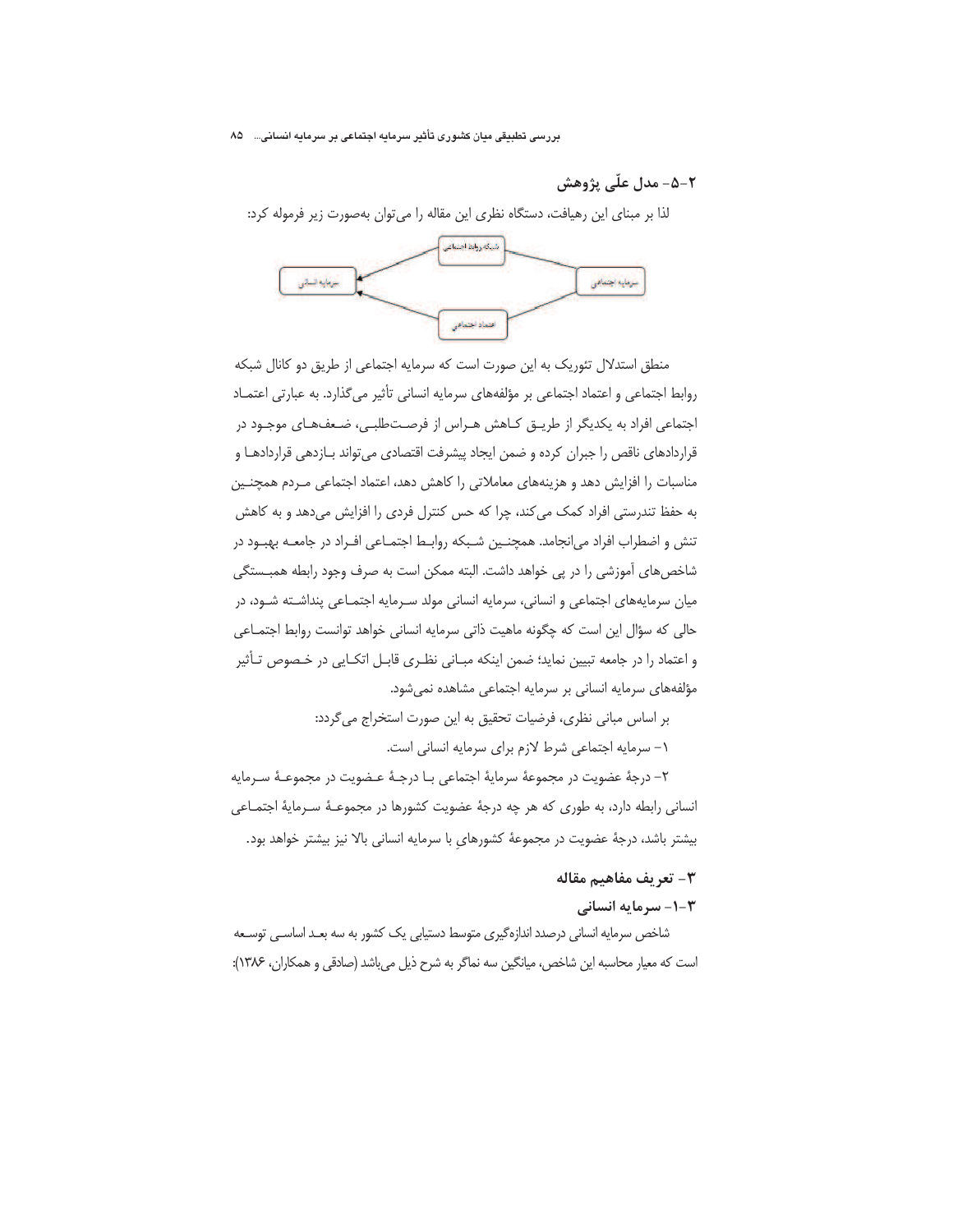## ۲-۵- مدل علّی پژوهش

لذا بر مبنای این رهیافت، دستگاه نظری این مقاله را می‌توان به‌صورت زیر فرموله کرد:

منطق استدلال تئوریک به این صورت است که سرمایه اجتماعی از طریق دو کانال شبکه روابط اجتماعی و اعتماد اجتماعی بر مؤلفه‌های سرمایه انسانی تأثیر می‌گذارد. به عبارتی اعتماد اجتماعی افراد به یکدیگر از طریق کاهش هراس از فرصت‌طلبی، ضعف‌های موجود در قراردادهای ناقص را جبران کرده و ضمن ایجاد پیشرفت اقتصادی می‌تواند بازدهی قراردادها و مناسبات را افزایش دهد و هزینه‌های معاملاتی را کاهش دهد، اعتماد اجتماعی مردم همچنین به حفظ تندرستی افراد کمک می‌کند، چرا که حس کنترل فردی را افزایش می‌دهد و به کاهش تنش و اضطراب افراد می‌انجامد. همچنین شبکه روابط اجتماعی افراد در جامعه بهبود در شاخص‌های آموزشی را در پی خواهد داشت. البته ممکن است به صرف وجود رابطه همبستگی میان سرمایه‌های اجتماعی و انسانی، سرمایه انسانی مولد سرمایه اجتماعی پنداشته شود، در حالی که سؤال این است که چگونه ماهیت ذاتی سرمایه انسانی خواهد توانست روابط اجتماعی و اعتماد را در جامعه تبیین نماید؛ ضمن اینکه مبانی نظری قابل اتکایی در خصوص تأثیر مؤلفه‌های سرمایه انسانی بر سرمایه اجتماعی مشاهده نمی‌شود.

بر اساس مبانی نظری، فرضیات تحقیق به این صورت استخراج می‌گردد:

۱- سرمایه اجتماعی شرط لازم برای سرمایه انسانی است.

۲- درجهٔ عضویت در مجموعهٔ سرمایهٔ اجتماعی با درجهٔ عضویت در مجموعهٔ سرمایه انسانی رابطه دارد، به طوری که هر چه درجهٔ عضویت کشورها در مجموعهٔ سرمایهٔ اجتماعی بیشتر باشد، درجهٔ عضویت در مجموعهٔ کشورهایِ با سرمایه انسانی بالا نیز بیشتر خواهد بود.

## ۳- تعریف مفاهیم مقاله

### ۳-۱- سرمایه انسانی

شاخص سرمایه انسانی درصدد اندازه‌گیری متوسط دستیابی یک کشور به سه بعد اساسی توسعه است که معیار محاسبه این شاخص، میانگین سه نماگر به شرح ذیل می‌باشد (صادقی و همکاران، ۱۳۸۶):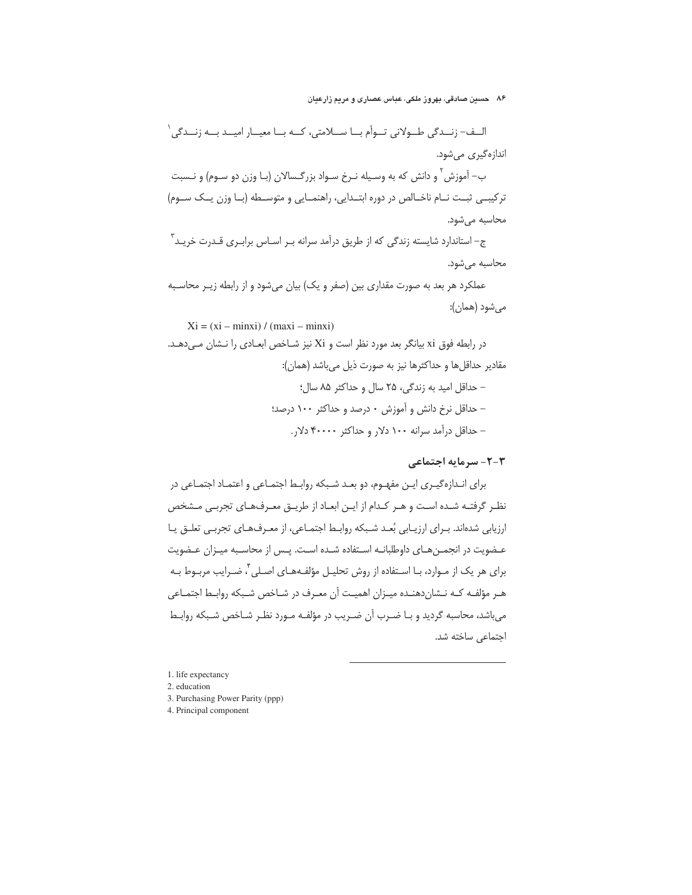الف- زندگی طولانی توأم با سلامتی، که با معیار امید به زندگی[1] اندازه‌گیری می‌شود.

ب- آموزش[2] و دانش که به وسیله نرخ سواد بزرگسالان (با وزن دو سوم) و نسبت ترکیبی ثبت نام ناخالص در دوره ابتدایی، راهنمایی و متوسطه (با وزن یک سوم) محاسبه می‌شود.

ج- استاندارد شایسته زندگی که از طریق درآمد سرانه بر اساس برابری قدرت خرید[3] محاسبه می‌شود.

عملکرد هر بعد به صورت مقداری بین (صفر و یک) بیان می‌شود و از رابطه زیر محاسبه می‌شود (همان):

$$Xi = (xi - minxi) / (maxi - minxi)$$

در رابطه فوق xi بیانگر بعد مورد نظر است و Xi نیز شاخص ابعادی را نشان می‌دهد. مقادیر حداقل‌ها و حداکثرها نیز به صورت ذیل می‌باشد (همان):

- حداقل امید به زندگی، ۲۵ سال و حداکثر ۸۵ سال؛
- حداقل نرخ دانش و آموزش ۰ درصد و حداکثر ۱۰۰ درصد؛
- حداقل درآمد سرانه ۱۰۰ دلار و حداکثر ۴۰۰۰۰ دلار.

### ۲-۳- سرمایه اجتماعی

برای اندازه‌گیری این مفهوم، دو بعد شبکه روابط اجتماعی و اعتماد اجتماعی در نظر گرفته شده است و هر کدام از این ابعاد از طریق معرف‌های تجربی مشخص ارزیابی شده‌اند. برای ارزیابی بُعد شبکه روابط اجتماعی، از معرف‌های تجربی تعلق یا عضویت در انجمن‌های داوطلبانه استفاده شده است. پس از محاسبه میزان عضویت برای هر یک از موارد، با استفاده از روش تحلیل مؤلفه‌های اصلی[4]، ضرایب مربوط به هر مؤلفه که نشان‌دهنده میزان اهمیت آن معرف در شاخص شبکه روابط اجتماعی می‌باشد، محاسبه گردید و با ضرب آن ضریب در مؤلفه مورد نظر شاخص شبکه روابط اجتماعی ساخته شد.

---

1. life expectancy
2. education
3. Purchasing Power Parity (ppp)
4. Principal component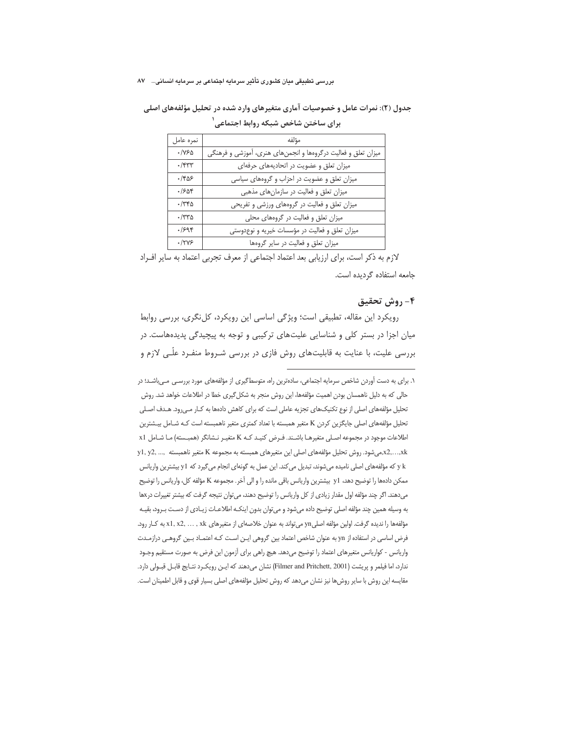**جدول (۲): نمرات عامل و خصوصیات آماری متغیرهای وارد شده در تحلیل مؤلفه‌های اصلی برای ساختن شاخص شبکه روابط اجتماعی[۱]**

| مؤلفه | نمره عامل |
|---|---|
| میزان تعلق و فعالیت درگروه‌ها و انجمن‌های هنری، آموزشی و فرهنگی | ۰/۷۶۵ |
| میزان تعلق و عضویت در اتحادیه‌های حرفه‌ای | ۰/۴۳۳ |
| میزان تعلق و عضویت در احزاب و گروه‌های سیاسی | ۰/۴۵۶ |
| میزان تعلق و فعالیت در سازمان‌های مذهبی | ۰/۶۵۴ |
| میزان تعلق و فعالیت در گروه‌های ورزشی و تفریحی | ۰/۳۴۵ |
| میزان تعلق و فعالیت در گروه‌های محلی | ۰/۳۳۵ |
| میزان تعلق و فعالیت در مؤسسات خیریه و نوع‌دوستی | ۰/۶۹۴ |
| میزان تعلق و فعالیت در سایر گروه‌ها | ۰/۲۷۶ |

لازم به ذکر است، برای ارزیابی بعد اعتماد اجتماعی از معرف تجربی اعتماد به سایر افراد جامعه استفاده گردیده است.

## ۴- روش تحقیق

رویکرد این مقاله، تطبیقی است؛ ویژگی اساسی این رویکرد، کل‌نگری، بررسی روابط میان اجزا در بستر کلی و شناسایی علیت‌های ترکیبی و توجه به پیچیدگی پدیده‌هاست. در بررسی علیت، با عنایت به قابلیت‌های روش فازی در بررسی شروط منفرد علّی لازم و

---

۱. برای به دست آوردن شاخص سرمایه اجتماعی، ساده‌ترین راه، متوسط‌گیری از مؤلفه‌های مورد بررسی می‌باشد؛ در حالی که به دلیل ناهمسان بودن اهمیت مؤلفه‌ها، این روش منجر به شکل‌گیری خطا در اطلاعات خواهد شد. روش تحلیل مؤلفه‌های اصلی از نوع تکنیک‌های تجزیه عاملی است که برای کاهش داده‌ها به کار می‌رود. هدف اصلی تحلیل مؤلفه‌های اصلی جایگزین کردن K متغیر همبسته با تعداد کمتری متغیر ناهمبسته است که شامل بیشترین اطلاعات موجود در مجموعه اصلی متغیرها باشند. فرض کنید که K متغیر نشانگر (همبسته) ما شامل x1 ,x2,…,xk می‌شود. روش تحلیل مؤلفه‌های اصلی این متغیرهای همبسته به مجموعه K متغیر ناهمبسته y1, y2, …, y k که مؤلفه‌های اصلی نامیده می‌شوند، تبدیل می‌کند. این عمل به گونه‌ای انجام می‌گیرد که y1 بیشترین واریانس ممکن داده‌ها را توضیح دهد، y1 بیشترین واریانس باقی مانده را و الی آخر. مجموعه K مؤلفه کل، واریانس را توضیح می‌دهند. اگر چند مؤلفه اول مقدار زیادی از کل واریانس را توضیح دهند، می‌توان نتیجه گرفت که بیشتر تغییرات در xها به وسیله همین چند مؤلفه اصلی توضیح داده می‌شود و می‌توان بدون اینکه اطلاعات زیادی از دست برود، بقیه مؤلفه‌ها را نادیده گرفت. اولین مؤلفه اصلی yn می‌تواند به عنوان خلاصه‌ای از متغیرهای x1, x2, … , xk به کار رود. فرض اساسی در استفاده از yn به عنوان شاخص اعتماد بین گروهی این است که اعتماد بین گروهی درازمدت واریانس - کوواریانس متغیرهای اعتماد را توضیح می‌دهد. هیچ راهی برای آزمون این فرض به صورت مستقیم وجود ندارد، اما فیلمر و پریشت (Filmer and Pritchett, 2001) نشان می‌دهند که این رویکرد نتایج قابل قبولی دارد. مقایسه این روش با سایر روش‌ها نیز نشان می‌دهد که روش تحلیل مؤلفه‌های اصلی بسیار قوی و قابل اطمینان است.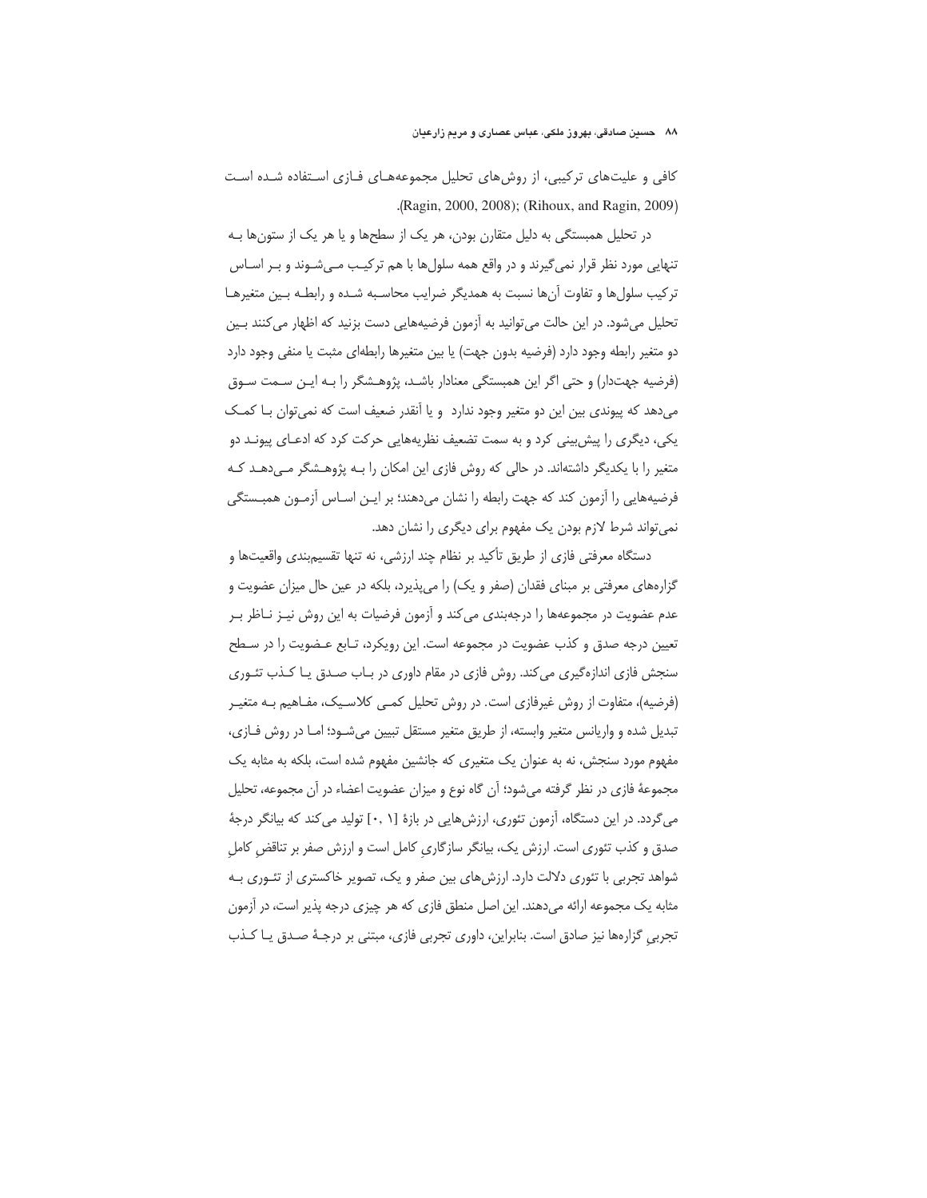کافی و علیت‌های ترکیبی، از روش‌های تحلیل مجموعه‌های فازی استفاده شده است (Ragin, 2000, 2008); (Rihoux, and Ragin, 2009).

در تحلیل همبستگی به دلیل متقارن بودن، هر یک از سطح‌ها و یا هر یک از ستون‌ها به تنهایی مورد نظر قرار نمی‌گیرند و در واقع همه سلول‌ها با هم ترکیب می‌شوند و بر اساس ترکیب سلول‌ها و تفاوت آن‌ها نسبت به همدیگر ضرایب محاسبه شده و رابطه بین متغیرها تحلیل می‌شود. در این حالت می‌توانید به آزمون فرضیه‌هایی دست بزنید که اظهار می‌کنند بین دو متغیر رابطه وجود دارد (فرضیه بدون جهت) یا بین متغیرها رابطه‌ای مثبت یا منفی وجود دارد (فرضیه جهت‌دار) و حتی اگر این همبستگی معنادار باشد، پژوهشگر را به این سمت سوق می‌دهد که پیوندی بین این دو متغیر وجود ندارد و یا آنقدر ضعیف است که نمی‌توان با کمک یکی، دیگری را پیش‌بینی کرد و به سمت تضعیف نظریه‌هایی حرکت کرد که ادعای پیوند دو متغیر را با یکدیگر داشته‌اند. در حالی که روش فازی این امکان را به پژوهشگر می‌دهد که فرضیه‌هایی را آزمون کند که جهت رابطه را نشان می‌دهند؛ بر این اساس آزمون همبستگی نمی‌تواند شرط لازم بودن یک مفهوم برای دیگری را نشان دهد.

دستگاه معرفتی فازی از طریق تأکید بر نظام چند ارزشی، نه تنها تقسیم‌بندی واقعیت‌ها و گزاره‌های معرفتی بر مبنای فقدان (صفر و یک) را می‌پذیرد، بلکه در عین حال میزان عضویت و عدم عضویت در مجموعه‌ها را درجه‌بندی می‌کند و آزمون فرضیات به این روش نیز ناظر بر تعیین درجه صدق و کذب عضویت در مجموعه است. این رویکرد، تابع عضویت را در سطح سنجش فازی اندازه‌گیری می‌کند. روش فازی در مقام داوری در باب صدق یا کذب تئوری (فرضیه)، متفاوت از روش غیرفازی است. در روش تحلیل کمی کلاسیک، مفاهیم به متغیر تبدیل شده و واریانس متغیر وابسته، از طریق متغیر مستقل تبیین می‌شود؛ اما در روش فازی، مفهوم مورد سنجش، نه به عنوان یک متغیری که جانشین مفهوم شده است، بلکه به مثابه یک مجموعهٔ فازی در نظر گرفته می‌شود؛ آن گاه نوع و میزان عضویت اعضاء در آن مجموعه، تحلیل می‌گردد. در این دستگاه، آزمون تئوری، ارزش‌هایی در بازهٔ [۰، ۱] تولید می‌کند که بیانگر درجهٔ صدق و کذب تئوری است. ارزش یک، بیانگر سازگاریِ کامل است و ارزش صفر بر تناقضِ کاملِ شواهد تجربی با تئوری دلالت دارد. ارزش‌های بین صفر و یک، تصویر خاکستری از تئوری به مثابه یک مجموعه ارائه می‌دهند. این اصل منطق فازی که هر چیزی درجه پذیر است، در آزمون تجربیِ گزاره‌ها نیز صادق است. بنابراین، داوری تجربی فازی، مبتنی بر درجهٔ صدق یا کذب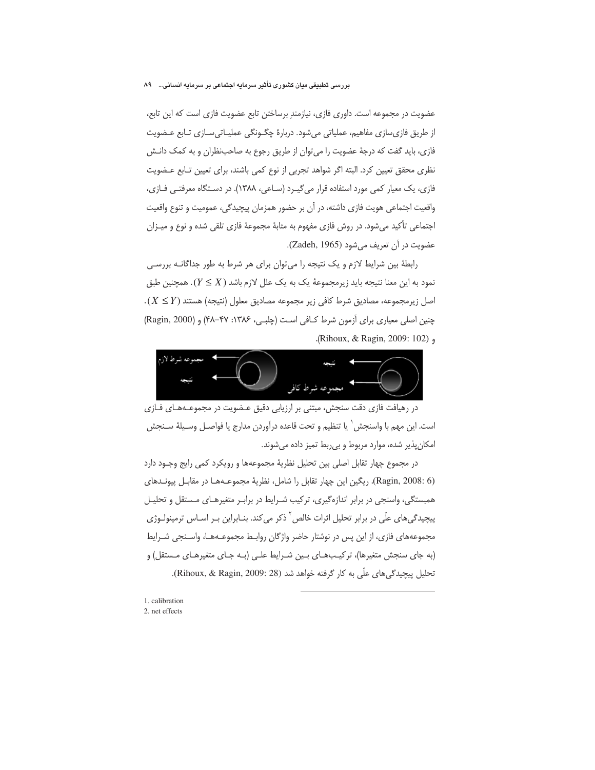عضویت در مجموعه است. داوری فازی، نیازمندِ برساختن تابع عضویت فازی است که این تابع، از طریق فازی‌سازی مفاهیم، عملیاتی می‌شود. دربارهٔ چگونگی عملیاتی‌سازی تابع عضویت فازی، باید گفت که درجهٔ عضویت را می‌توان از طریق رجوع به صاحب‌نظران و به کمک دانش نظری محقق تعیین کرد. البته اگر شواهد تجربی از نوع کمی باشند، برای تعیین تابع عضویت فازی، یک معیار کمی مورد استفاده قرار می‌گیرد (ساعی، ۱۳۸۸). در دستگاه معرفتی فازی، واقعیت اجتماعی هویت فازی داشته، در آن بر حضور همزمان پیچیدگی، عمومیت و تنوع واقعیت اجتماعی تأکید می‌شود. در روش فازی مفهوم به مثابهٔ مجموعهٔ فازی تلقی شده و نوع و میزان عضویت در آن تعریف می‌شود (Zadeh, 1965).

رابطهٔ بین شرایط لازم و یک نتیجه را می‌توان برای هر شرط به طور جداگانه بررسی نمود به این معنا نتیجه باید زیرمجموعهٔ یک به یک علل لازم باشد ($Y \leq X$). همچنین طبق اصل زیرمجموعه، مصادیق شرط کافی زیر مجموعه مصادیق معلول (نتیجه) هستند ($X \leq Y$). چنین اصلی معیاری برای آزمون شرط کافی است (چلبی، ۱۳۸۶: ۴۷-۴۸) و (Ragin, 2000) و (Rihoux, & Ragin, 2009: 102).

مجموعه شرط لازم — نتیجه | نتیجه — مجموعه شرط کافی

در رهیافت فازی دقت سنجش، مبتنی بر ارزیابی دقیق عضویت در مجموعه‌های فازی است. این مهم با واسنجش[1] یا تنظیم و تحت قاعده درآوردن مدارج یا فواصل وسیلهٔ سنجش امکان‌پذیر شده، موارد مربوط و بی‌ربط تمیز داده می‌شوند.

در مجموع چهار تقابل اصلی بین تحلیل نظریهٔ مجموعه‌ها و رویکرد کمی رایج وجود دارد (Ragin, 2008: 6). ریگین این چهار تقابل را شامل، نظریهٔ مجموعه‌ها در مقابل پیوندهای همبستگی، واسنجی در برابر اندازه‌گیری، ترکیب شرایط در برابر متغیرهای مستقل و تحلیل پیچیدگی‌های علّی در برابر تحلیل اثرات خالص[2] ذکر می‌کند. بنابراین بر اساس ترمینولوژی مجموعه‌های فازی، از این پس در نوشتار حاضر واژگان روابط مجموعه‌ها، واسنجی شرایط (به جای سنجش متغیرها)، ترکیب‌های بین شرایط علی (به جای متغیرهای مستقل) و تحلیل پیچیدگی‌های علّی به کار گرفته خواهد شد (Rihoux, & Ragin, 2009: 28).

---

1. calibration
2. net effects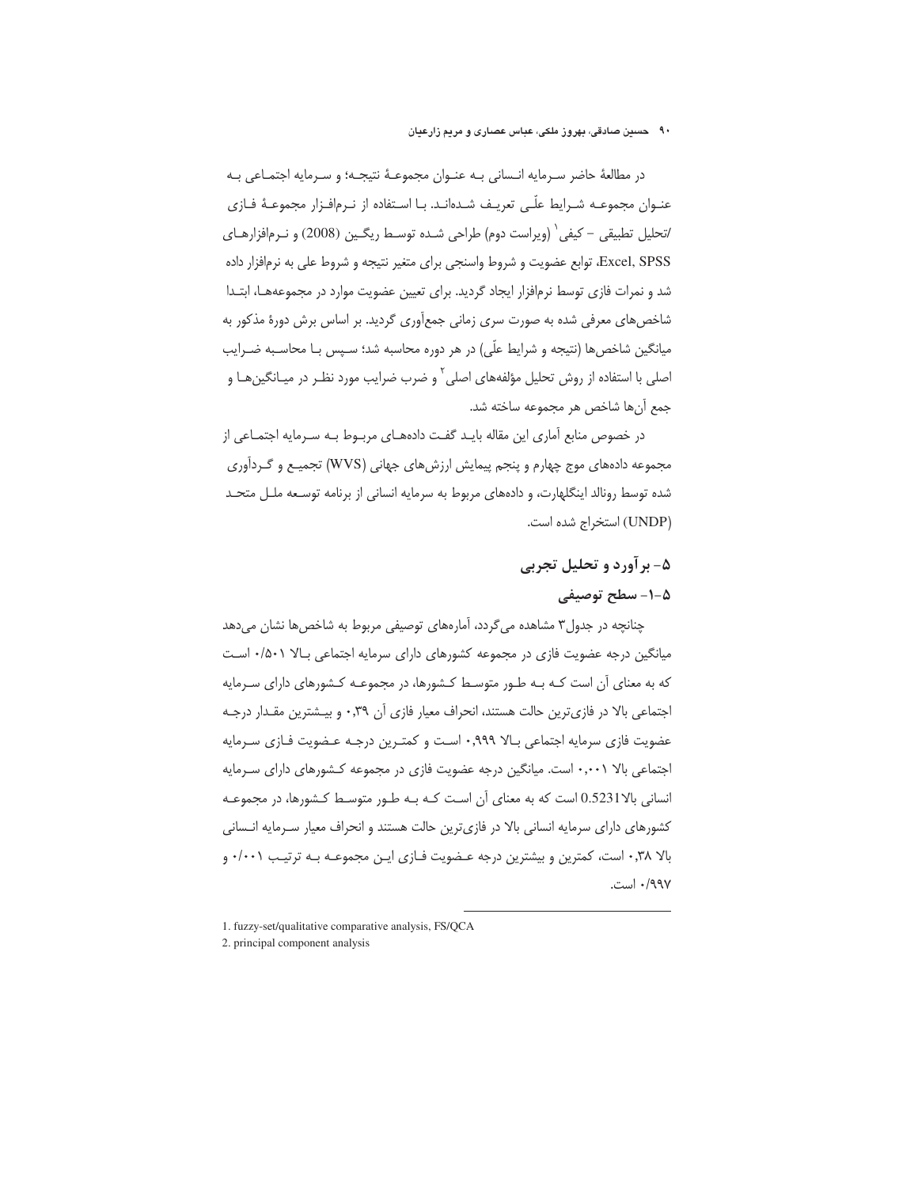در مطالعۀ حاضر سرمایه انسانی به عنوان مجموعۀ نتیجه؛ و سرمایه اجتماعی به عنوان مجموعه شرایط علّی تعریف شده‌اند. با استفاده از نرم‌افزار مجموعۀ فازی /تحلیل تطبیقی – کیفی[1] (ویراست دوم) طراحی شده توسط ریگین (2008) و نرم‌افزارهای Excel, SPSS، توابع عضویت و شروط واسنجی برای متغیر نتیجه و شروط علی به نرم‌افزار داده شد و نمرات فازی توسط نرم‌افزار ایجاد گردید. برای تعیین عضویت موارد در مجموعه‌ها، ابتدا شاخص‌های معرفی شده به صورت سری زمانی جمع‌آوری گردید. بر اساس برش دورۀ مذکور به میانگین شاخص‌ها (نتیجه و شرایط علّی) در هر دوره محاسبه شد؛ سپس با محاسبه ضرایب اصلی با استفاده از روش تحلیل مؤلفه‌های اصلی[2] و ضرب ضرایب مورد نظر در میانگین‌ها و جمع آن‌ها شاخص هر مجموعه ساخته شد.

در خصوص منابع آماری این مقاله باید گفت داده‌های مربوط به سرمایه اجتماعی از مجموعه داده‌های موج چهارم و پنجم پیمایش ارزش‌های جهانی (WVS) تجمیع و گردآوری شده توسط رونالد اینگلهارت، و داده‌های مربوط به سرمایه انسانی از برنامه توسعه ملل متحد (UNDP) استخراج شده است.

## ۵- برآورد و تحلیل تجربی

### ۵-۱- سطح توصیفی

چنانچه در جدول۳ مشاهده می‌گردد، آماره‌های توصیفی مربوط به شاخص‌ها نشان می‌دهد میانگین درجه عضویت فازی در مجموعه کشورهای دارای سرمایه اجتماعی بالا ۰/۵۰۱ است که به معنای آن است که به طور متوسط کشورها، در مجموعه کشورهای دارای سرمایه اجتماعی بالا در فازی‌ترین حالت هستند، انحراف معیار فازی آن ۰,۳۹ و بیشترین مقدار درجه عضویت فازی سرمایه اجتماعی بالا ۰,۹۹۹ است و کمترین درجه عضویت فازی سرمایه اجتماعی بالا ۰,۰۰۱ است. میانگین درجه عضویت فازی در مجموعه کشورهای دارای سرمایه انسانی بالا0.5231 است که به معنای آن است که به طور متوسط کشورها، در مجموعه کشورهای دارای سرمایه انسانی بالا در فازی‌ترین حالت هستند و انحراف معیار سرمایه انسانی بالا ۰,۳۸ است، کمترین و بیشترین درجه عضویت فازی این مجموعه به ترتیب ۰/۰۰۱ و ۰/۹۹۷ است.

---

1. fuzzy-set/qualitative comparative analysis, FS/QCA
2. principal component analysis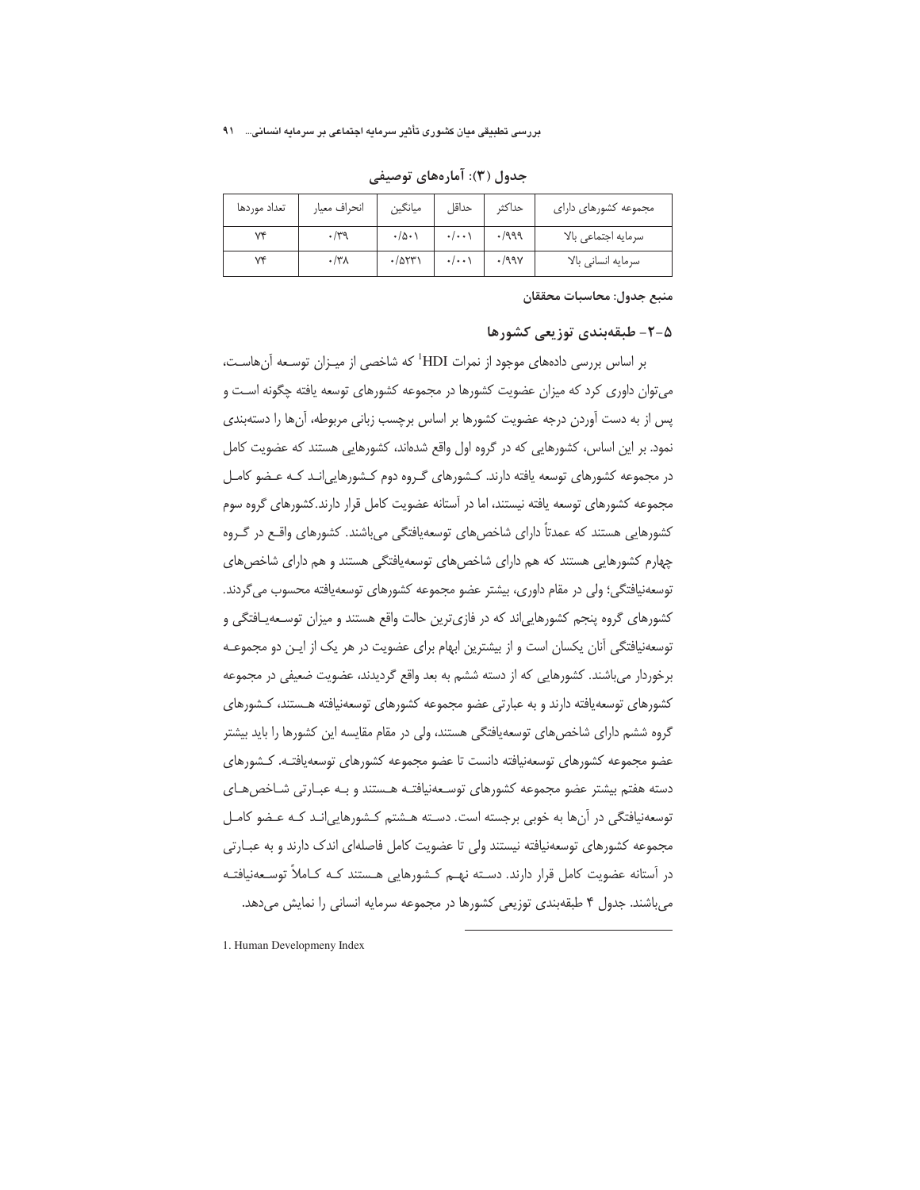**جدول (۳): آماره‌های توصیفی**

| مجموعه کشورهای دارای | حداکثر | حداقل | میانگین | انحراف معیار | تعداد موردها |
|---|---|---|---|---|---|
| سرمایه اجتماعی بالا | ۰/۹۹۹ | ۰/۰۰۱ | ۰/۵۰۱ | ۰/۳۹ | ۷۴ |
| سرمایه انسانی بالا | ۰/۹۹۷ | ۰/۰۰۱ | ۰/۵۲۳۱ | ۰/۳۸ | ۷۴ |

**منبع جدول: محاسبات محققان**

### ۵-۲- طبقه‌بندی توزیعی کشورها

بر اساس بررسی داده‌های موجود از نمرات HDI[1] که شاخصی از میـزان توسـعه آن‌هاسـت، می‌توان داوری کرد که میزان عضویت کشورها در مجموعه کشورهای توسعه یافته چگونه اسـت و پس از به دست آوردن درجه عضویت کشورها بر اساس برچسب زبانی مربوطه، آن‌ها را دسته‌بندی نمود. بر این اساس، کشورهایی که در گروه اول واقع شده‌اند، کشورهایی هستند که عضویت کامل در مجموعه کشورهای توسعه یافته دارند. کـشورهای گـروه دوم کـشورهایی‌انـد کـه عـضو کامـل مجموعه کشورهای توسعه یافته نیستند، اما در آستانه عضویت کامل قرار دارند.کشورهای گروه سوم کشورهایی هستند که عمدتاً دارای شاخص‌های توسعه‌یافتگی می‌باشند. کشورهای واقـع در گـروه چهارم کشورهایی هستند که هم دارای شاخص‌های توسعه‌یافتگی هستند و هم دارای شاخص‌های توسعه‌نیافتگی؛ ولی در مقام داوری، بیشتر عضو مجموعه کشورهای توسعه‌یافته محسوب می‌گردند. کشورهای گروه پنجم کشورهایی‌اند که در فازی‌ترین حالت واقع هستند و میزان توسـعه‌یـافتگی و توسعه‌نیافتگی آنان یکسان است و از بیشترین ابهام برای عضویت در هر یک از ایـن دو مجموعـه برخوردار می‌باشند. کشورهایی که از دسته ششم به بعد واقع گردیدند، عضویت ضعیفی در مجموعه کشورهای توسعه‌یافته دارند و به عبارتی عضو مجموعه کشورهای توسعه‌نیافته هـستند، کـشورهای گروه ششم دارای شاخص‌های توسعه‌یافتگی هستند، ولی در مقام مقایسه این کشورها را باید بیشتر عضو مجموعه کشورهای توسعه‌نیافته دانست تا عضو مجموعه کشورهای توسعه‌یافتـه. کـشورهای دسته هفتم بیشتر عضو مجموعه کشورهای توسـعه‌نیافتـه هـستند و بـه عبـارتی شـاخص‌هـای توسعه‌نیافتگی در آن‌ها به خوبی برجسته است. دسـته هـشتم کـشورهایی‌انـد کـه عـضو کامـل مجموعه کشورهای توسعه‌نیافته نیستند ولی تا عضویت کامل فاصله‌ای اندک دارند و به عبـارتی در آستانه عضویت کامل قرار دارند. دسـته نهـم کـشورهایی هـستند کـه کـاملاً توسـعه‌نیافتـه می‌باشند. جدول ۴ طبقه‌بندی توزیعی کشورها در مجموعه سرمایه انسانی را نمایش می‌دهد.

---

1. Human Developmeny Index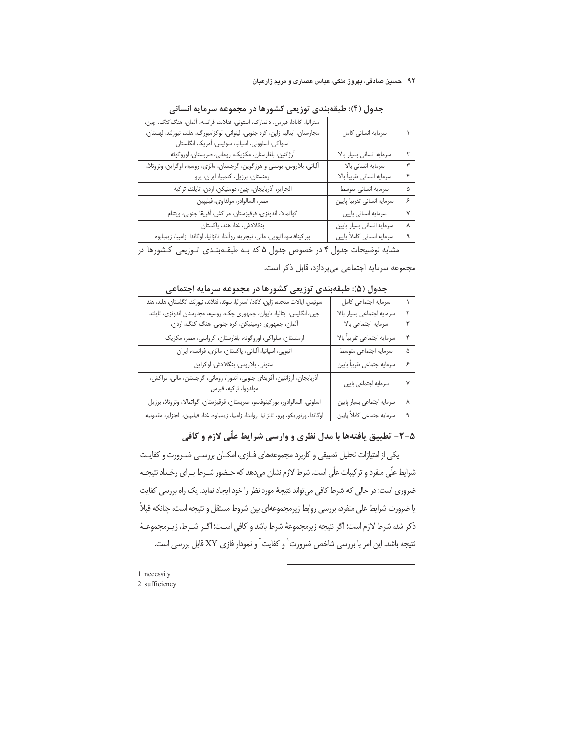جدول (۴): طبقه‌بندی توزیعی کشورها در مجموعه سرمایه انسانی

| | | |
|---|---|---|
| ۱ | سرمایه انسانی کامل | استرالیا، کانادا، قبرس، دانمارک، استونی، فنلاند، فرانسه، آلمان، هنگ‌کنگ، چین، مجارستان، ایتالیا، ژاپن، کره جنوبی، لیتوانی، لوکزامبورگ، هلند، نیوزلند، لهستان، اسلواکی، اسلوونی، اسپانیا، سوئیس، آمریکا، انگلستان |
| ۲ | سرمایه انسانی بسیار بالا | آرژانتین، بلغارستان، مکزیک، رومانی، صربستان، اوروگوئه |
| ۳ | سرمایه انسانی بالا | آلبانی، بلاروس، بوسنی و هرزگوین، گرجستان، مالزی، روسیه، اوکراین، ونزوئلا، |
| ۴ | سرمایه انسانی تقریباً بالا | ارمنستان، برزیل، کلمبیا، ایران، پرو |
| ۵ | سرمایه انسانی متوسط | الجزایر، آذربایجان، چین، دومنیکن، اردن، تایلند، ترکیه |
| ۶ | سرمایه انسانی تقریبا پایین | مصر، السالوادر، مولداوی، فیلیپین |
| ۷ | سرمایه انسانی پایین | گواتمالا، اندونزی، قرقیزستان، مراکش، آفریقا جنوبی، ویتنام |
| ۸ | سرمایه انسانی بسیار پایین | بنگلادش، غنا، هند، پاکستان |
| ۹ | سرمایه انسانی کاملاً پایین | بورکینافاسو، اتیوپی، مالی، نیجریه، روآندا، تانزانیا، اوگاندا، زامبیا، زیمبابوه |

مشابه توضیحات جدول ۴ در خصوص جدول ۵ که بـه طبقه‌بنـدی تـوزیعی کـشورها در مجموعه سرمایه اجتماعی می‌پردازد، قابل ذکر است.

جدول (۵): طبقه‌بندی توزیعی کشورها در مجموعه سرمایه اجتماعی

| | | |
|---|---|---|
| ۱ | سرمایه اجتماعی کامل | سوئیس، ایالات متحده، ژاپن، کانادا، استرالیا، سوئد، فنلاند، نیوزلند، انگلستان، هلند، هند |
| ۲ | سرمایه اجتماعی بسیار بالا | چین، انگلیس، ایتالیا، تایوان، جمهوری چک، روسیه، مجارستان اندونزی، تایلند |
| ۳ | سرمایه اجتماعی بالا | آلمان، جمهوری دومینیکن، کره جنوبی، هنگ کنگ، اردن، |
| ۴ | سرمایه اجتماعی تقریباً بالا | ارمنستان، سلواکی، اوروگوئه، بلغارستان، کرواسی، مصر، مکزیک |
| ۵ | سرمایه اجتماعی متوسط | اتیوپی، اسپانیا، آلبانی، پاکستان، مالزی، فرانسه، ایران |
| ۶ | سرمایه اجتماعی تقریباً پایین | استونی، بلاروس، بنگلادش، اوکراین |
| ۷ | سرمایه اجتماعی پایین | آذربایجان، آرژانتین، آفریقای جنوبی، آندورا، رومانی، گرجستان، مالی، مراکش، مولدووا، ترکیه، قبرس |
| ۸ | سرمایه اجتماعی بسیار پایین | اسلونی، السالوادور، بورکینوفاسو، صربستان، قرقیزستان، گواتمالا، ونزوئلا، برزیل |
| ۹ | سرمایه اجتماعی کاملاً پایین | اوگاندا، پرتوریکو، پرو، تانزانیا، رواندا، زامبیا، زیمباوه، غنا، فیلیپین، الجزایر، مقدونیه |

## ۵-۳- تطبیق یافته‌ها با مدل نظری و وارسی شرایط علّی لازم و کافی

یکی از امتیازات تحلیل تطبیقی و کاربرد مجموعه‌های فـازی، امکـان بررسـی ضـرورت و کفایـت شرایط علّی منفرد و ترکیبات علّی است. شرط لازم نشان می‌دهد که حـضور شـرط بـرای رخـداد نتیجـه ضروری است؛ در حالی که شرط کافی می‌تواند نتیجهٔ مورد نظر را خود ایجاد نماید. یک راه بررسی کفایت یا ضرورت شرایط علی منفرد، بررسی روابط زیرمجموعه‌ای بین شروط مستقل و نتیجه است، چنانکه قبلاً ذکر شد، شرط لازم است؛ اگر نتیجه زیرمجموعهٔ شرط باشد و کافی اسـت؛ اگـر شـرط، زیـرمجموعـهٔ نتیجه باشد. این امر با بررسی شاخص ضرورت[1] و کفایت[2] و نمودار فازی XY قابل بررسی است.

1. necessity
2. sufficiency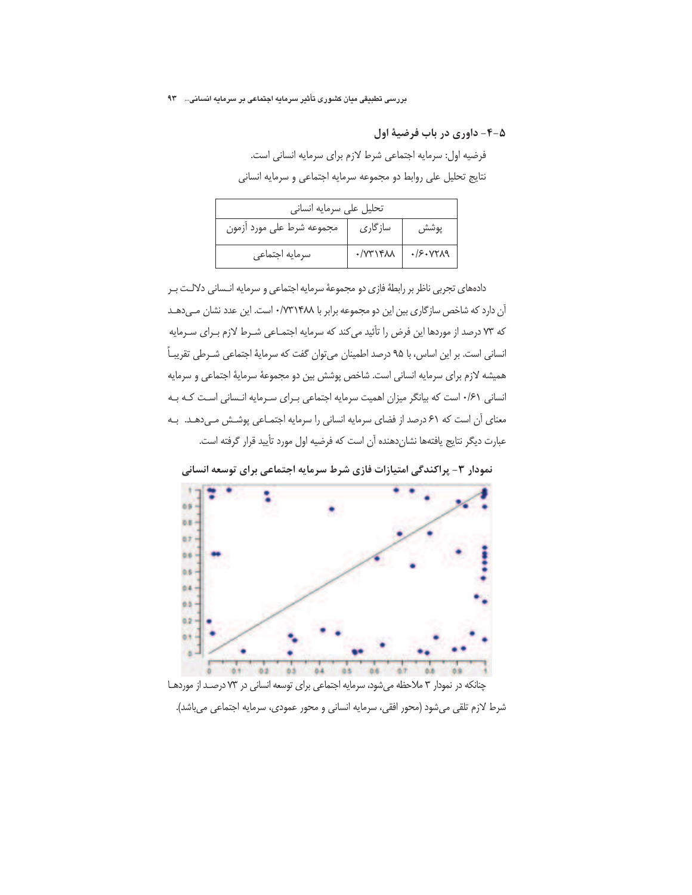### ۵-۴- داوری در باب فرضیهٔ اول

فرضیه اول: سرمایه اجتماعی شرط لازم برای سرمایه انسانی است.

نتایج تحلیل علی روابط دو مجموعه سرمایه اجتماعی و سرمایه انسانی

| تحلیل علی سرمایه انسانی | | |
|---|---|---|
| مجموعه شرط علی مورد آزمون | سازگاری | پوشش |
| سرمایه اجتماعی | ۰/۷۳۱۴۸۸ | ۰/۶۰۷۲۸۹ |

داده‌های تجربی ناظر بر رابطهٔ فازی دو مجموعهٔ سرمایه اجتماعی و سرمایه انسانی دلالت بر آن دارد که شاخص سازگاری بین این دو مجموعه برابر با ۰/۷۳۱۴۸۸ است. این عدد نشان می‌دهد که ۷۳ درصد از موردها این فرض را تأئید می‌کند که سرمایه اجتماعی شرط لازم برای سرمایه انسانی است. بر این اساس، با ۹۵ درصد اطمینان می‌توان گفت که سرمایهٔ اجتماعی شرطی تقریباً همیشه لازم برای سرمایه انسانی است. شاخص پوشش بین دو مجموعهٔ سرمایهٔ اجتماعی و سرمایه انسانی ۰/۶۱ است که بیانگر میزان اهمیت سرمایه اجتماعی برای سرمایه انسانی است که به معنای آن است که ۶۱ درصد از فضای سرمایه انسانی را سرمایه اجتماعی پوشش می‌دهد. به عبارت دیگر نتایج یافته‌ها نشان‌دهنده آن است که فرضیه اول مورد تأیید قرار گرفته است.

**نمودار ۳- پراکندگی امتیازات فازی شرط سرمایه اجتماعی برای توسعه انسانی**

چنانکه در نمودار ۳ ملاحظه می‌شود، سرمایه اجتماعی برای توسعه انسانی در ۷۳ درصد از موردها شرط لازم تلقی می‌شود (محور افقی، سرمایه انسانی و محور عمودی، سرمایه اجتماعی می‌باشد).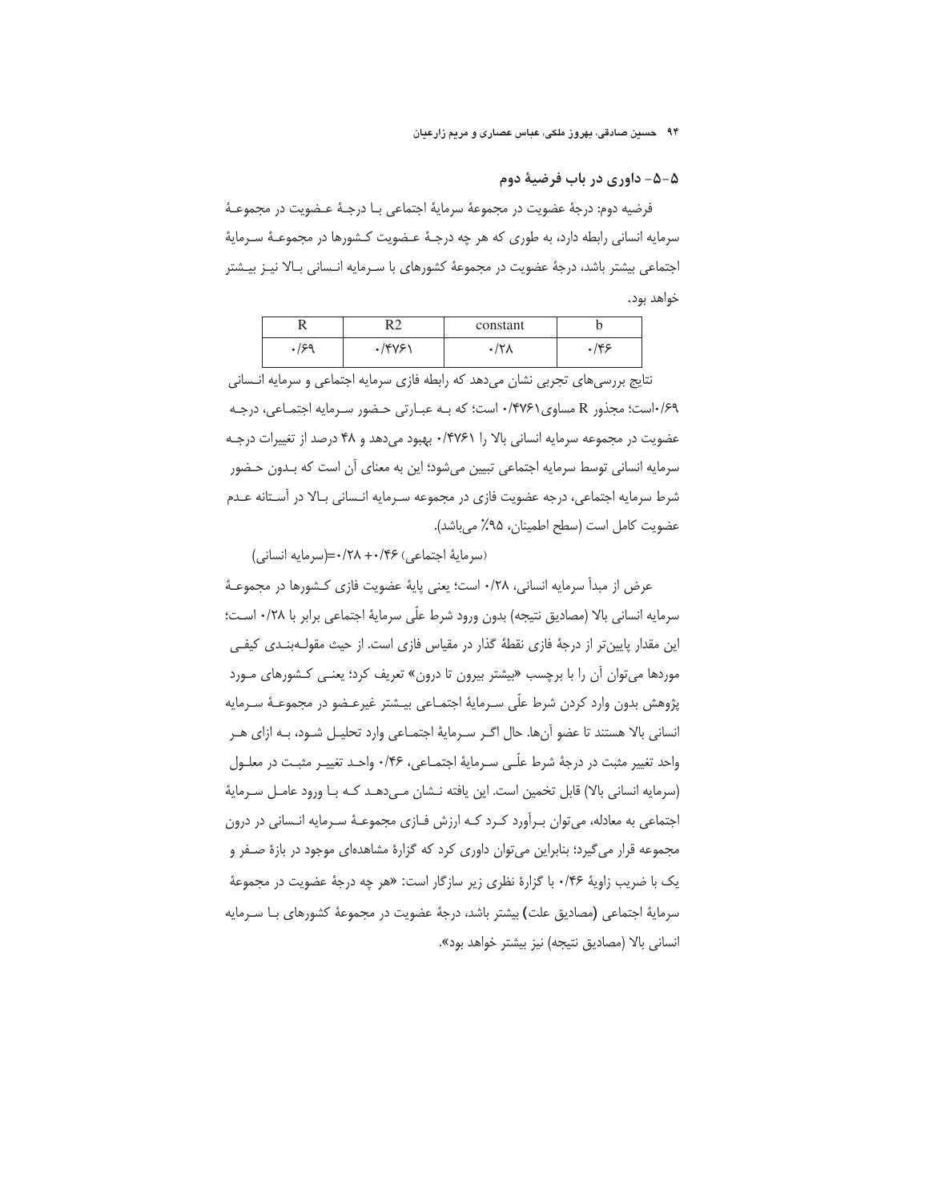## ۵-۵- داوری در باب فرضیهٔ دوم

فرضیه دوم: درجهٔ عضویت در مجموعهٔ سرمایهٔ اجتماعی بـا درجـهٔ عـضویت در مجموعـهٔ سرمایه انسانی رابطه دارد، به طوری که هر چه درجـهٔ عـضویت کـشورها در مجموعـهٔ سـرمایهٔ اجتماعی بیشتر باشد، درجهٔ عضویت در مجموعهٔ کشورهای با سـرمایه انـسانی بـالا نیـز بیـشتر خواهد بود.

| R | R2 | constant | b |
|---|---|---|---|
| ۰/۶۹ | ۰/۴۷۶۱ | ۰/۲۸ | ۰/۴۶ |

نتایج بررسی‌های تجربی نشان می‌دهد که رابطهٔ فازی سرمایه اجتماعی و سرمایه انـسانی ۰/۶۹است؛ مجذور R مساوی۰/۴۷۶۱ است؛ که بـه عبـارتی حـضور سـرمایه اجتمـاعی، درجـه عضویت در مجموعه سرمایه انسانی بالا را ۰/۴۷۶۱ بهبود می‌دهد و ۴۸ درصد از تغییرات درجـه سرمایه انسانی توسط سرمایه اجتماعی تبیین می‌شود؛ این به معنای آن است که بـدون حـضور شرط سرمایه اجتماعی، درجه عضویت فازی در مجموعه سـرمایه انـسانی بـالا در آسـتانه عـدم عضویت کامل است (سطح اطمینان، ۹۵٪ می‌باشد).

(سرمایهٔ اجتماعی) ۰/۴۶ +۰/۲۸ =(سرمایه انسانی)

عرض از مبدأ سرمایه انسانی، ۰/۲۸ است؛ یعنی پایهٔ عضویت فازی کـشورها در مجموعـهٔ سرمایه انسانی بالا (مصادیق نتیجه) بدون ورود شرط علّی سرمایهٔ اجتماعی برابر با ۰/۲۸ اسـت؛ این مقدار پایین‌تر از درجهٔ فازی نقطهٔ گذار در مقیاس فازی است. از حیث مقولـه‌بنـدی کیفـی موردها می‌توان آن را با برچسب «بیشتر بیرون تا درون» تعریف کرد؛ یعنـی کـشورهای مـورد پژوهش بدون وارد کردن شرط علّی سـرمایهٔ اجتمـاعی بیـشتر غیرعـضو در مجموعـهٔ سـرمایه انسانی بالا هستند تا عضو آن‌ها. حال اگـر سـرمایهٔ اجتمـاعی وارد تحلیـل شـود، بـه ازای هـر واحد تغییر مثبت در درجهٔ شرط علّـی سـرمایهٔ اجتمـاعی، ۰/۴۶ واحـد تغییـر مثبـت در معلـول (سرمایه انسانی بالا) قابل تخمین است. این یافته نـشان مـی‌دهـد کـه بـا ورود عامـل سـرمایهٔ اجتماعی به معادله، می‌توان بـرآورد کـرد کـه ارزش فـازی مجموعـهٔ سـرمایه انـسانی در درون مجموعه قرار می‌گیرد؛ بنابراین می‌توان داوری کرد که گزارهٔ مشاهده‌ای موجود در بازهٔ صـفر و یک با ضریب زاویهٔ ۰/۴۶ با گزارهٔ نظری زیر سازگار است: «هر چه درجهٔ عضویت در مجموعهٔ سرمایهٔ اجتماعی (مصادیق علت) بیشتر باشد، درجهٔ عضویت در مجموعهٔ کشورهای بـا سـرمایه انسانی بالا (مصادیق نتیجه) نیز بیشتر خواهد بود».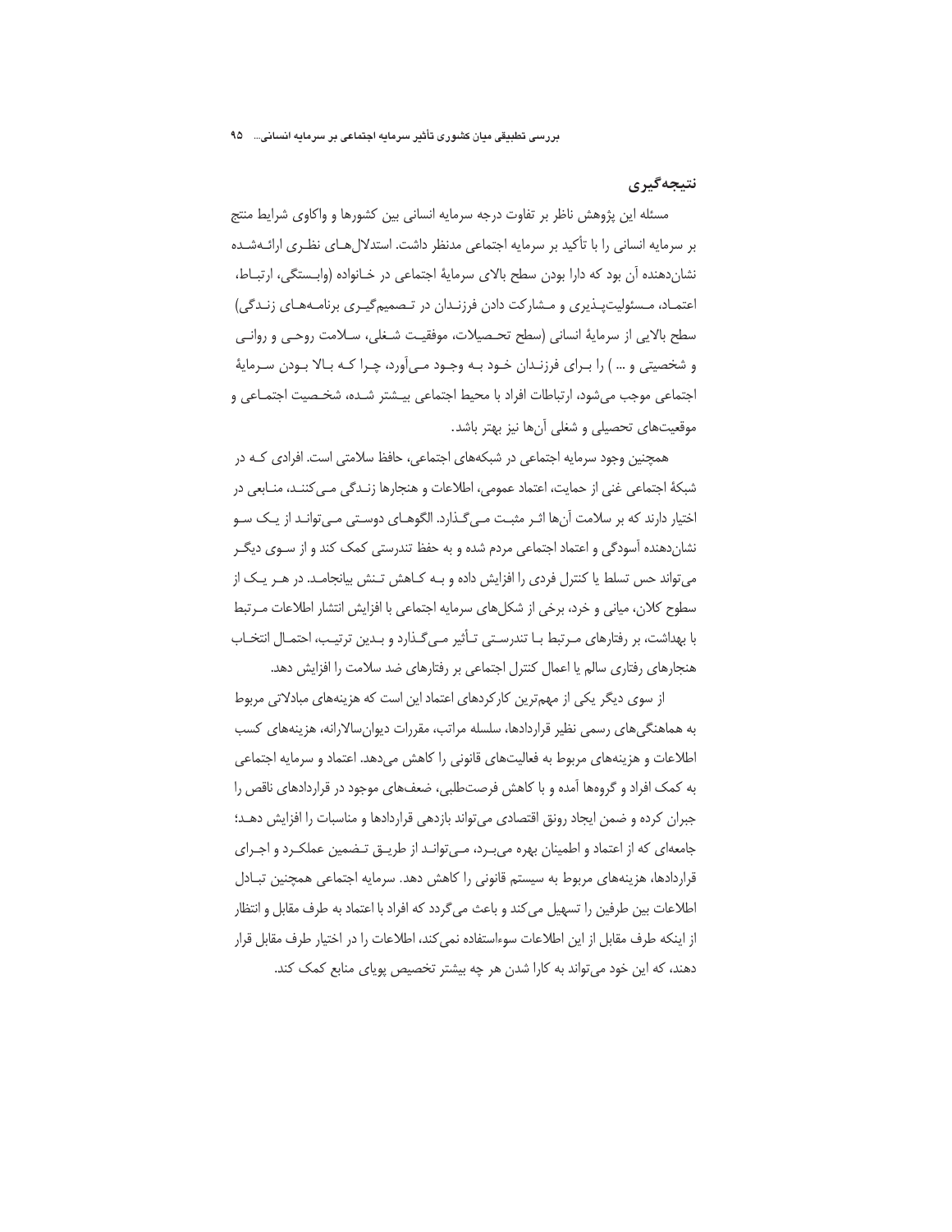## نتیجه‌گیری

مسئله این پژوهش ناظر بر تفاوت درجه سرمایه انسانی بین کشورها و واکاوی شرایط منتج بر سرمایه انسانی را با تأکید بر سرمایه اجتماعی مدنظر داشت. استدلال‌های نظری ارائه‌شده نشان‌دهنده آن بود که دارا بودن سطح بالای سرمایهٔ اجتماعی در خانواده (وابستگی، ارتباط، اعتماد، مسئولیت‌پذیری و مشارکت دادن فرزندان در تصمیم‌گیری برنامه‌های زندگی) سطح بالایی از سرمایهٔ انسانی (سطح تحصیلات، موفقیت شغلی، سلامت روحی و روانی و شخصیتی و ... ) را برای فرزندان خود به وجود می‌آورد، چرا که بالا بودن سرمایهٔ اجتماعی موجب می‌شود، ارتباطات افراد با محیط اجتماعی بیشتر شده، شخصیت اجتماعی و موقعیت‌های تحصیلی و شغلی آن‌ها نیز بهتر باشد.

همچنین وجود سرمایه اجتماعی در شبکه‌های اجتماعی، حافظ سلامتی است. افرادی که در شبکهٔ اجتماعی غنی از حمایت، اعتماد عمومی، اطلاعات و هنجارها زندگی می‌کنند، منابعی در اختیار دارند که بر سلامت آن‌ها اثر مثبت می‌گذارد. الگوهای دوستی می‌تواند از یک سو نشان‌دهنده آسودگی و اعتماد اجتماعی مردم شده و به حفظ تندرستی کمک کند و از سوی دیگر می‌تواند حس تسلط یا کنترل فردی را افزایش داده و به کاهش تنش بیانجامد. در هر یک از سطوح کلان، میانی و خرد، برخی از شکل‌های سرمایه اجتماعی با افزایش انتشار اطلاعات مرتبط با بهداشت، بر رفتارهای مرتبط با تندرستی تأثیر می‌گذارد و بدین ترتیب، احتمال انتخاب هنجارهای رفتاری سالم یا اعمال کنترل اجتماعی بر رفتارهای ضد سلامت را افزایش دهد.

از سوی دیگر یکی از مهم‌ترین کارکردهای اعتماد این است که هزینه‌های مبادلاتی مربوط به هماهنگی‌های رسمی نظیر قراردادها، سلسله مراتب، مقررات دیوان‌سالارانه، هزینه‌های کسب اطلاعات و هزینه‌های مربوط به فعالیت‌های قانونی را کاهش می‌دهد. اعتماد و سرمایه اجتماعی به کمک افراد و گروه‌ها آمده و با کاهش فرصت‌طلبی، ضعف‌های موجود در قراردادهای ناقص را جبران کرده و ضمن ایجاد رونق اقتصادی می‌تواند بازدهی قراردادها و مناسبات را افزایش دهد؛ جامعه‌ای که از اعتماد و اطمینان بهره می‌برد، می‌تواند از طریق تضمین عملکرد و اجرای قراردادها، هزینه‌های مربوط به سیستم قانونی را کاهش دهد. سرمایه اجتماعی همچنین تبادل اطلاعات بین طرفین را تسهیل می‌کند و باعث می‌گردد که افراد با اعتماد به طرف مقابل و انتظار از اینکه طرف مقابل از این اطلاعات سوءاستفاده نمی‌کند، اطلاعات را در اختیار طرف مقابل قرار دهند، که این خود می‌تواند به کارا شدن هر چه بیشتر تخصیص پویای منابع کمک کند.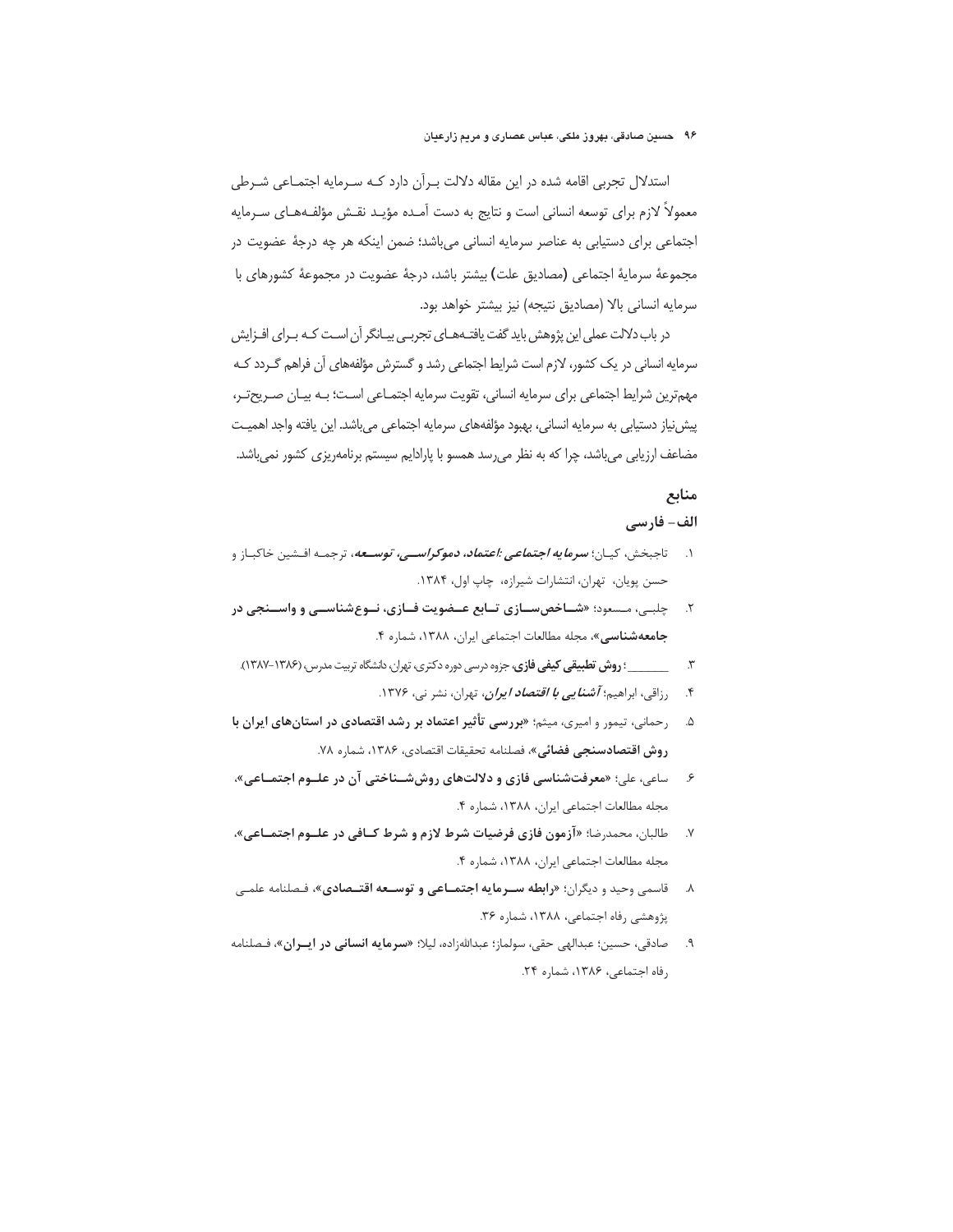استدلال تجربی اقامه شده در این مقاله دلالت برآن دارد که سرمایه اجتماعی شرطی معمولاً لازم برای توسعه انسانی است و نتایج به دست آمده مؤید نقش مؤلفه‌های سرمایه اجتماعی برای دستیابی به عناصر سرمایه انسانی می‌باشد؛ ضمن اینکه هر چه درجهٔ عضویت در مجموعهٔ سرمایهٔ اجتماعی (مصادیق علت) بیشتر باشد، درجهٔ عضویت در مجموعهٔ کشورهای با سرمایه انسانی بالا (مصادیق نتیجه) نیز بیشتر خواهد بود.

در باب دلالت عملی این پژوهش باید گفت یافته‌های تجربی بیانگر آن است که برای افزایش سرمایه انسانی در یک کشور، لازم است شرایط اجتماعی رشد و گسترش مؤلفه‌های آن فراهم گردد که مهم‌ترین شرایط اجتماعی برای سرمایه انسانی، تقویت سرمایه اجتماعی است؛ به بیان صریح‌تر، پیش‌نیاز دستیابی به سرمایه انسانی، بهبود مؤلفه‌های سرمایه اجتماعی می‌باشد. این یافته واجد اهمیت مضاعف ارزیابی می‌باشد، چرا که به نظر می‌رسد همسو با پارادایم سیستم برنامه‌ریزی کشور نمی‌باشد.

## منابع

### الف- فارسی

۱. تاجبخش، کیان؛ ***سرمایه اجتماعی :اعتماد، دموکراسی، توسعه***، ترجمه افشین خاکباز و حسن پویان، تهران، انتشارات شیرازه، چاپ اول، ۱۳۸۴.

۲. چلبی، مسعود؛ «**شاخص‌سازی تابع عضویت فازی، نوع‌شناسی و واسنجی در جامعه‌شناسی**»، مجله مطالعات اجتماعی ایران، ۱۳۸۸، شماره ۴.

۳. ________ ؛ **روش تطبیقی کیفی فازی**، جزوه درسی دوره دکتری، تهران، دانشگاه تربیت مدرس، (۱۳۸۶-۱۳۸۷).

۴. رزاقی، ابراهیم؛ ***آشنایی با اقتصاد ایران***، تهران، نشر نی، ۱۳۷۶.

۵. رحمانی، تیمور و امیری، میثم؛ «**بررسی تأثیر اعتماد بر رشد اقتصادی در استان‌های ایران با روش اقتصادسنجی فضائی**»، فصلنامه تحقیقات اقتصادی، ۱۳۸۶، شماره ۷۸.

۶. ساعی، علی؛ «**معرفت‌شناسی فازی و دلالت‌های روش‌شناختی آن در علوم اجتماعی**»، مجله مطالعات اجتماعی ایران، ۱۳۸۸، شماره ۴.

۷. طالبان، محمدرضا؛ «**آزمون فازی فرضیات شرط لازم و شرط کافی در علوم اجتماعی**»، مجله مطالعات اجتماعی ایران، ۱۳۸۸، شماره ۴.

۸. قاسمی وحید و دیگران؛ «**رابطه سرمایه اجتماعی و توسعه اقتصادی**»، فصلنامه علمی پژوهشی رفاه اجتماعی، ۱۳۸۸، شماره ۳۶.

۹. صادقی، حسین؛ عبدالهی حقی، سولماز؛ عبدالله‌زاده، لیلا؛ «**سرمایه انسانی در ایران**»، فصلنامه رفاه اجتماعی، ۱۳۸۶، شماره ۲۴.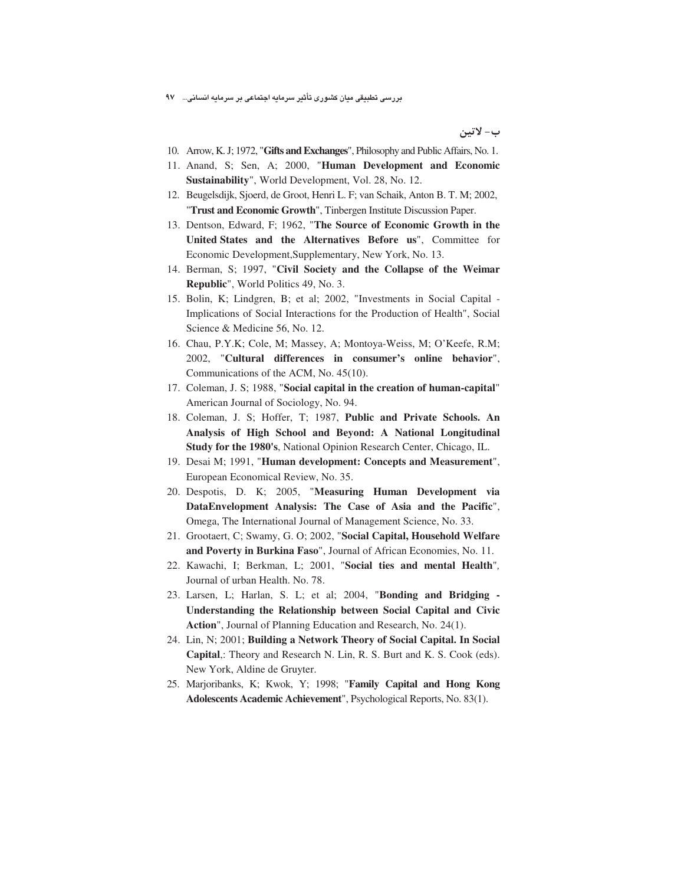## ب- لاتین

10. Arrow, K. J; 1972, "**Gifts and Exchanges**", Philosophy and Public Affairs, No. 1.
11. Anand, S; Sen, A; 2000, "**Human Development and Economic Sustainability**", World Development, Vol. 28, No. 12.
12. Beugelsdijk, Sjoerd, de Groot, Henri L. F; van Schaik, Anton B. T. M; 2002, "**Trust and Economic Growth**", Tinbergen Institute Discussion Paper.
13. Dentson, Edward, F; 1962, "**The Source of Economic Growth in the United States and the Alternatives Before us**", Committee for Economic Development,Supplementary, New York, No. 13.
14. Berman, S; 1997, "**Civil Society and the Collapse of the Weimar Republic**", World Politics 49, No. 3.
15. Bolin, K; Lindgren, B; et al; 2002, "Investments in Social Capital - Implications of Social Interactions for the Production of Health", Social Science & Medicine 56, No. 12.
16. Chau, P.Y.K; Cole, M; Massey, A; Montoya-Weiss, M; O'Keefe, R.M; 2002, "**Cultural differences in consumer's online behavior**", Communications of the ACM, No. 45(10).
17. Coleman, J. S; 1988, "**Social capital in the creation of human-capital**" American Journal of Sociology, No. 94.
18. Coleman, J. S; Hoffer, T; 1987, **Public and Private Schools. An Analysis of High School and Beyond: A National Longitudinal Study for the 1980's**, National Opinion Research Center, Chicago, IL.
19. Desai M; 1991, "**Human development: Concepts and Measurement**", European Economical Review, No. 35.
20. Despotis, D. K; 2005, "**Measuring Human Development via DataEnvelopment Analysis: The Case of Asia and the Pacific**", Omega, The International Journal of Management Science, No. 33.
21. Grootaert, C; Swamy, G. O; 2002, "**Social Capital, Household Welfare and Poverty in Burkina Faso**", Journal of African Economies, No. 11.
22. Kawachi, I; Berkman, L; 2001, "**Social ties and mental Health**", Journal of urban Health. No. 78.
23. Larsen, L; Harlan, S. L; et al; 2004, "**Bonding and Bridging - Understanding the Relationship between Social Capital and Civic Action**", Journal of Planning Education and Research, No. 24(1).
24. Lin, N; 2001; **Building a Network Theory of Social Capital. In Social Capital**,: Theory and Research N. Lin, R. S. Burt and K. S. Cook (eds). New York, Aldine de Gruyter.
25. Marjoribanks, K; Kwok, Y; 1998; "**Family Capital and Hong Kong Adolescents Academic Achievement**", Psychological Reports, No. 83(1).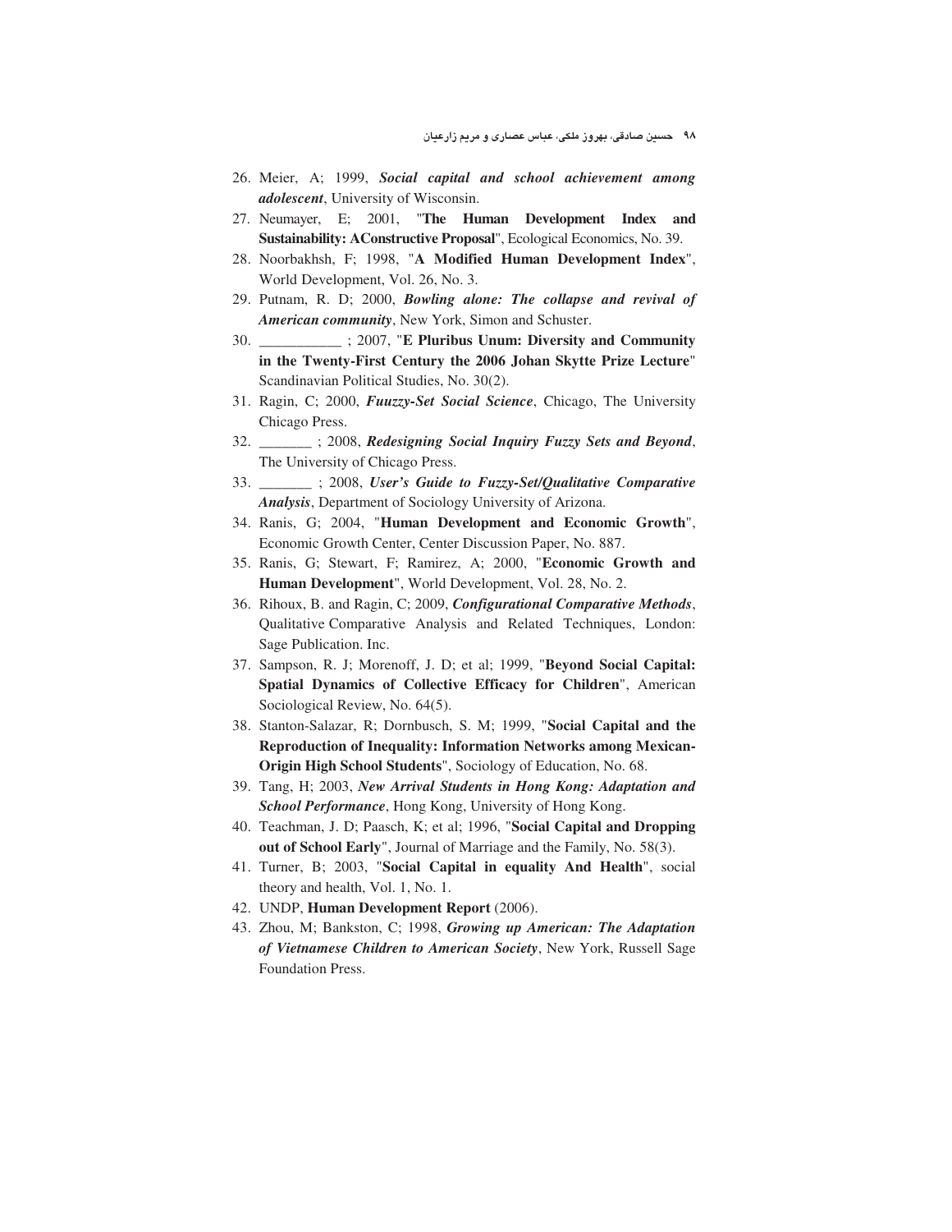26. Meier, A; 1999, ***Social capital and school achievement among adolescent***, University of Wisconsin.
27. Neumayer, E; 2001, "**The Human Development Index and Sustainability: AConstructive Proposal**", Ecological Economics, No. 39.
28. Noorbakhsh, F; 1998, "**A Modified Human Development Index**", World Development, Vol. 26, No. 3.
29. Putnam, R. D; 2000, ***Bowling alone: The collapse and revival of American community***, New York, Simon and Schuster.
30. ___________ ; 2007, "**E Pluribus Unum: Diversity and Community in the Twenty-First Century the 2006 Johan Skytte Prize Lecture**" Scandinavian Political Studies, No. 30(2).
31. Ragin, C; 2000, ***Fuuzzy-Set Social Science***, Chicago, The University Chicago Press.
32. _______ ; 2008, ***Redesigning Social Inquiry Fuzzy Sets and Beyond***, The University of Chicago Press.
33. _______ ; 2008, ***User's Guide to Fuzzy-Set/Qualitative Comparative Analysis***, Department of Sociology University of Arizona.
34. Ranis, G; 2004, "**Human Development and Economic Growth**", Economic Growth Center, Center Discussion Paper, No. 887.
35. Ranis, G; Stewart, F; Ramirez, A; 2000, "**Economic Growth and Human Development**", World Development, Vol. 28, No. 2.
36. Rihoux, B. and Ragin, C; 2009, ***Configurational Comparative Methods***, Qualitative Comparative Analysis and Related Techniques, London: Sage Publication. Inc.
37. Sampson, R. J; Morenoff, J. D; et al; 1999, "**Beyond Social Capital: Spatial Dynamics of Collective Efficacy for Children**", American Sociological Review, No. 64(5).
38. Stanton-Salazar, R; Dornbusch, S. M; 1999, "**Social Capital and the Reproduction of Inequality: Information Networks among Mexican-Origin High School Students**", Sociology of Education, No. 68.
39. Tang, H; 2003, ***New Arrival Students in Hong Kong: Adaptation and School Performance***, Hong Kong, University of Hong Kong.
40. Teachman, J. D; Paasch, K; et al; 1996, "**Social Capital and Dropping out of School Early**", Journal of Marriage and the Family, No. 58(3).
41. Turner, B; 2003, "**Social Capital in equality And Health**", social theory and health, Vol. 1, No. 1.
42. UNDP, **Human Development Report** (2006).
43. Zhou, M; Bankston, C; 1998, ***Growing up American: The Adaptation of Vietnamese Children to American Society***, New York, Russell Sage Foundation Press.